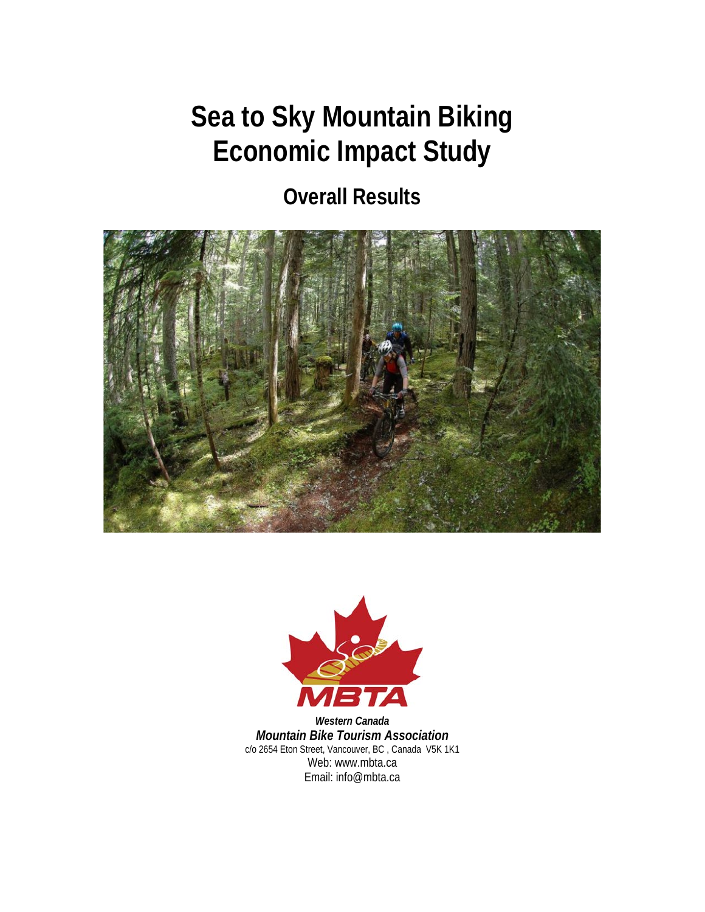# Sea to Sky Mountain Biking Economic Impact Study

## Overall Results

MBTA

***Western Canada***
***Mountain Bike Tourism Association***
c/o 2654 Eton Street, Vancouver, BC , Canada V5K 1K1
Web: www.mbta.ca
Email: info@mbta.ca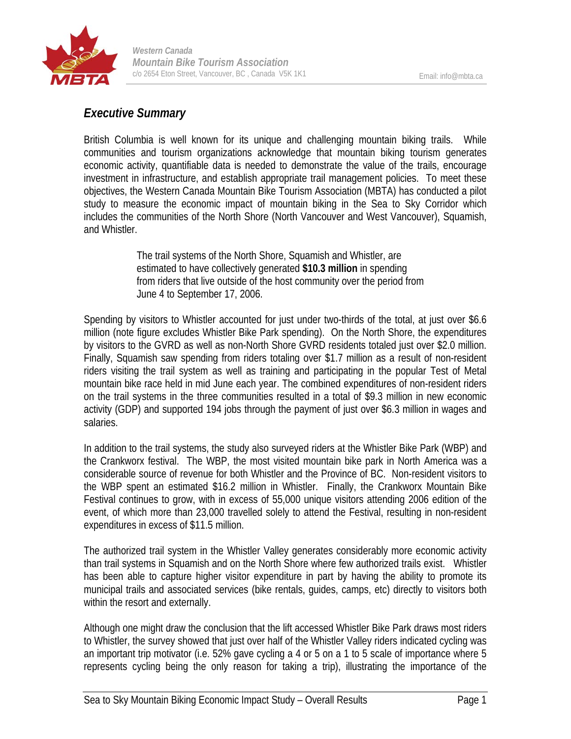## *Executive Summary*

British Columbia is well known for its unique and challenging mountain biking trails. While communities and tourism organizations acknowledge that mountain biking tourism generates economic activity, quantifiable data is needed to demonstrate the value of the trails, encourage investment in infrastructure, and establish appropriate trail management policies. To meet these objectives, the Western Canada Mountain Bike Tourism Association (MBTA) has conducted a pilot study to measure the economic impact of mountain biking in the Sea to Sky Corridor which includes the communities of the North Shore (North Vancouver and West Vancouver), Squamish, and Whistler.

> The trail systems of the North Shore, Squamish and Whistler, are estimated to have collectively generated **$10.3 million** in spending from riders that live outside of the host community over the period from June 4 to September 17, 2006.

Spending by visitors to Whistler accounted for just under two-thirds of the total, at just over $6.6 million (note figure excludes Whistler Bike Park spending). On the North Shore, the expenditures by visitors to the GVRD as well as non-North Shore GVRD residents totaled just over $2.0 million. Finally, Squamish saw spending from riders totaling over $1.7 million as a result of non-resident riders visiting the trail system as well as training and participating in the popular Test of Metal mountain bike race held in mid June each year. The combined expenditures of non-resident riders on the trail systems in the three communities resulted in a total of $9.3 million in new economic activity (GDP) and supported 194 jobs through the payment of just over $6.3 million in wages and salaries.

In addition to the trail systems, the study also surveyed riders at the Whistler Bike Park (WBP) and the Crankworx festival. The WBP, the most visited mountain bike park in North America was a considerable source of revenue for both Whistler and the Province of BC. Non-resident visitors to the WBP spent an estimated $16.2 million in Whistler. Finally, the Crankworx Mountain Bike Festival continues to grow, with in excess of 55,000 unique visitors attending 2006 edition of the event, of which more than 23,000 travelled solely to attend the Festival, resulting in non-resident expenditures in excess of $11.5 million.

The authorized trail system in the Whistler Valley generates considerably more economic activity than trail systems in Squamish and on the North Shore where few authorized trails exist. Whistler has been able to capture higher visitor expenditure in part by having the ability to promote its municipal trails and associated services (bike rentals, guides, camps, etc) directly to visitors both within the resort and externally.

Although one might draw the conclusion that the lift accessed Whistler Bike Park draws most riders to Whistler, the survey showed that just over half of the Whistler Valley riders indicated cycling was an important trip motivator (i.e. 52% gave cycling a 4 or 5 on a 1 to 5 scale of importance where 5 represents cycling being the only reason for taking a trip), illustrating the importance of the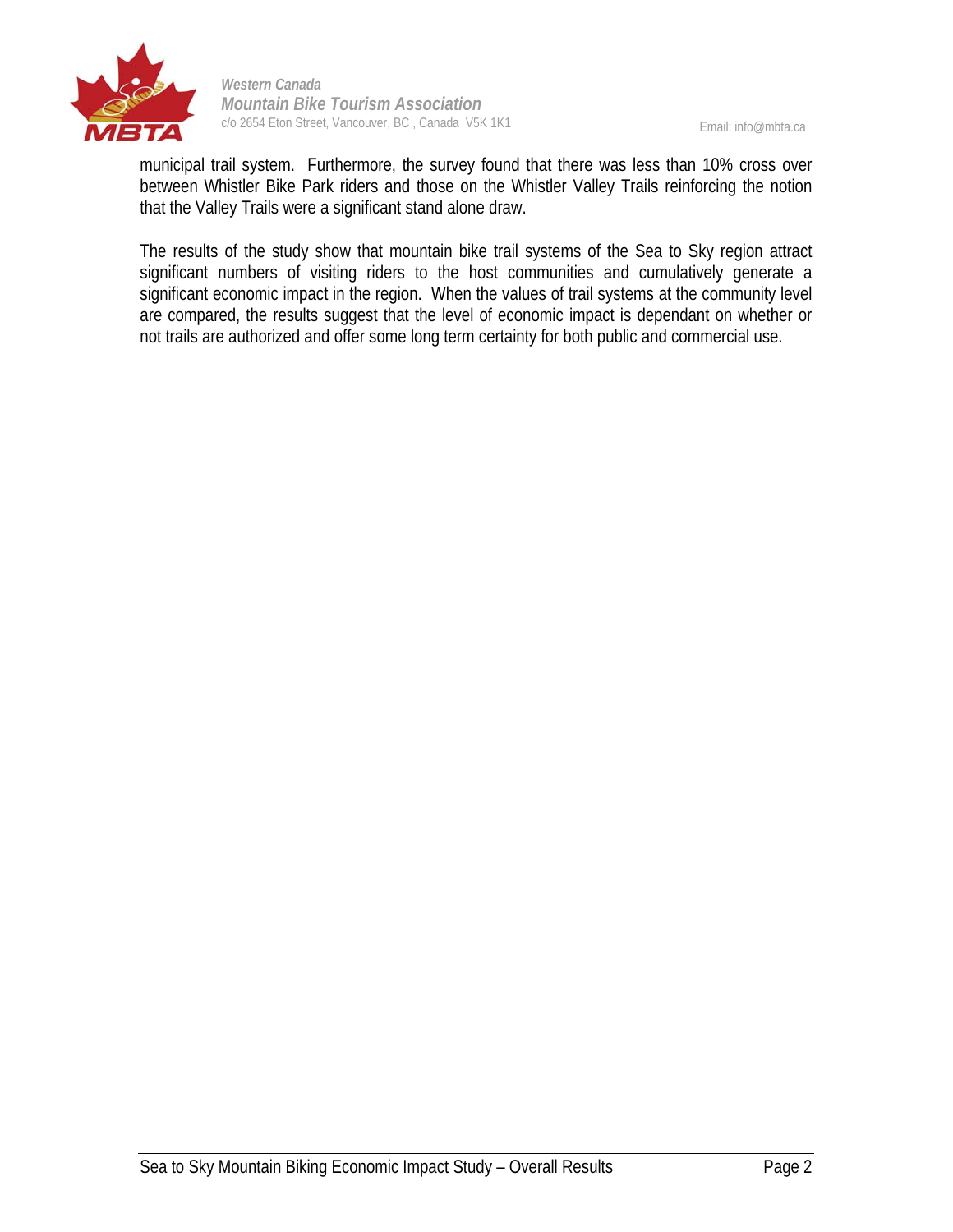municipal trail system. Furthermore, the survey found that there was less than 10% cross over between Whistler Bike Park riders and those on the Whistler Valley Trails reinforcing the notion that the Valley Trails were a significant stand alone draw.

The results of the study show that mountain bike trail systems of the Sea to Sky region attract significant numbers of visiting riders to the host communities and cumulatively generate a significant economic impact in the region. When the values of trail systems at the community level are compared, the results suggest that the level of economic impact is dependant on whether or not trails are authorized and offer some long term certainty for both public and commercial use.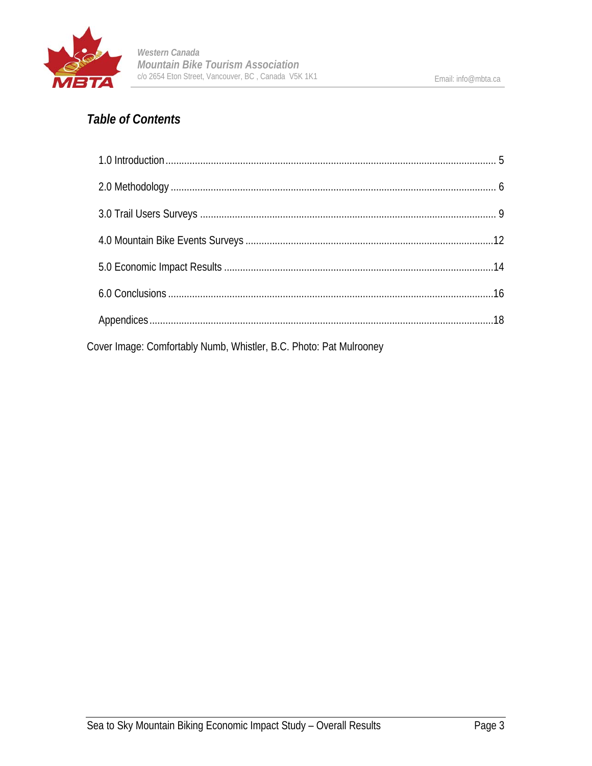## *Table of Contents*

1.0 Introduction ........................................................................................................................ 5

2.0 Methodology ....................................................................................................................... 6

3.0 Trail Users Surveys ............................................................................................................ 9

4.0 Mountain Bike Events Surveys ..........................................................................................12

5.0 Economic Impact Results ..................................................................................................14

6.0 Conclusions .......................................................................................................................16

Appendices ..............................................................................................................................18

Cover Image: Comfortably Numb, Whistler, B.C. Photo: Pat Mulrooney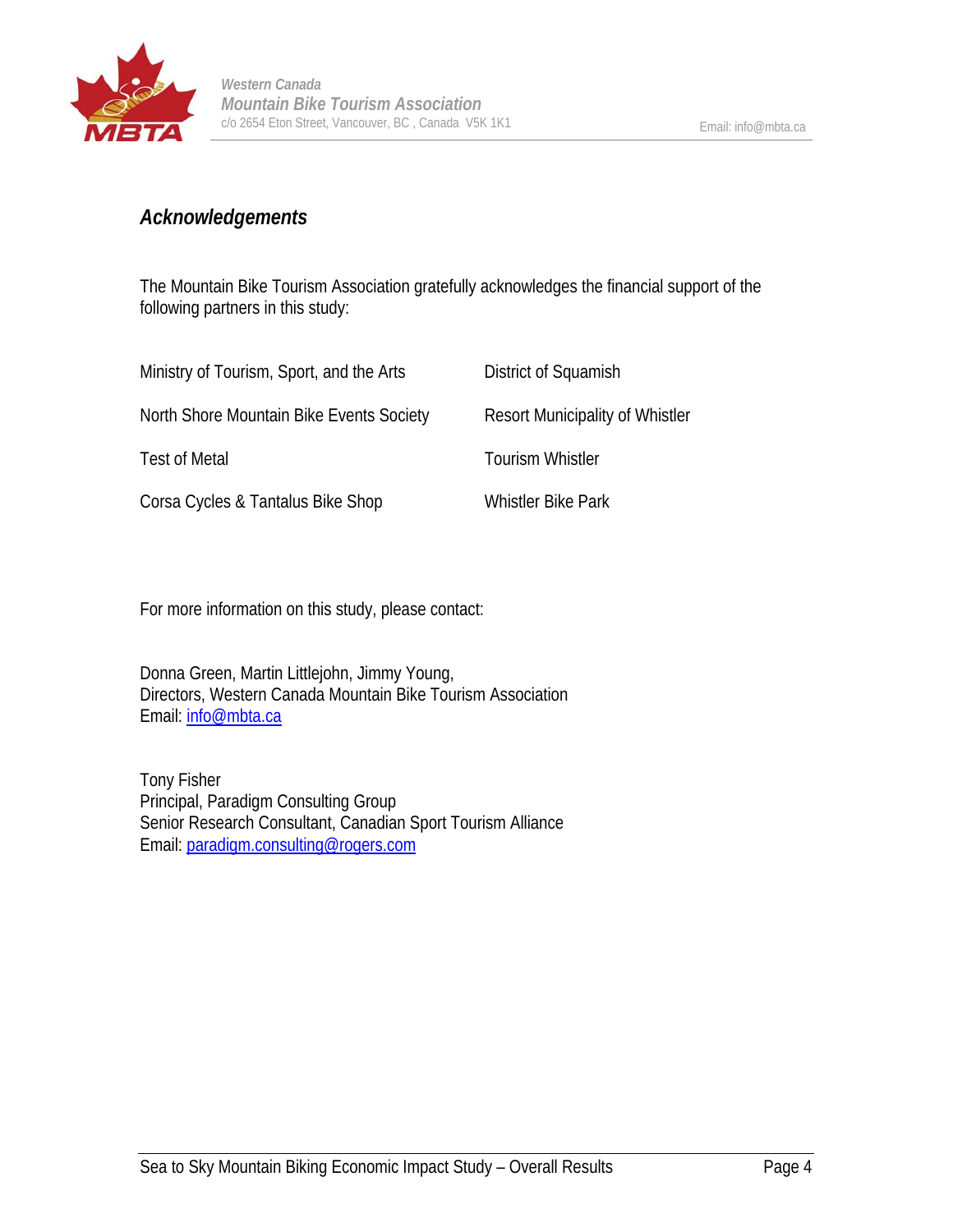## *Acknowledgements*

The Mountain Bike Tourism Association gratefully acknowledges the financial support of the following partners in this study:

| | |
|---|---|
| Ministry of Tourism, Sport, and the Arts | District of Squamish |
| North Shore Mountain Bike Events Society | Resort Municipality of Whistler |
| Test of Metal | Tourism Whistler |
| Corsa Cycles & Tantalus Bike Shop | Whistler Bike Park |

For more information on this study, please contact:

Donna Green, Martin Littlejohn, Jimmy Young,
Directors, Western Canada Mountain Bike Tourism Association
Email: info@mbta.ca

Tony Fisher
Principal, Paradigm Consulting Group
Senior Research Consultant, Canadian Sport Tourism Alliance
Email: paradigm.consulting@rogers.com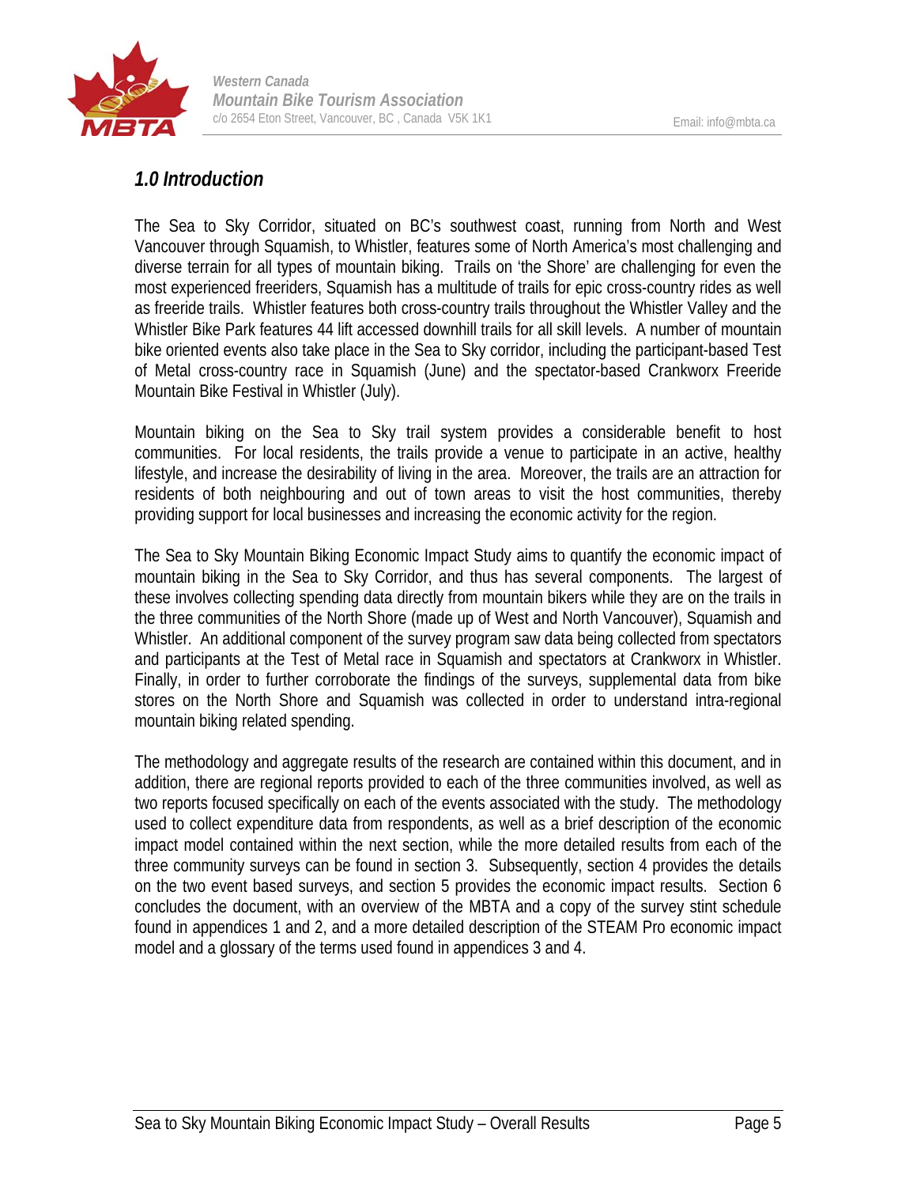## 1.0 Introduction

The Sea to Sky Corridor, situated on BC's southwest coast, running from North and West Vancouver through Squamish, to Whistler, features some of North America's most challenging and diverse terrain for all types of mountain biking. Trails on 'the Shore' are challenging for even the most experienced freeriders, Squamish has a multitude of trails for epic cross-country rides as well as freeride trails. Whistler features both cross-country trails throughout the Whistler Valley and the Whistler Bike Park features 44 lift accessed downhill trails for all skill levels. A number of mountain bike oriented events also take place in the Sea to Sky corridor, including the participant-based Test of Metal cross-country race in Squamish (June) and the spectator-based Crankworx Freeride Mountain Bike Festival in Whistler (July).

Mountain biking on the Sea to Sky trail system provides a considerable benefit to host communities. For local residents, the trails provide a venue to participate in an active, healthy lifestyle, and increase the desirability of living in the area. Moreover, the trails are an attraction for residents of both neighbouring and out of town areas to visit the host communities, thereby providing support for local businesses and increasing the economic activity for the region.

The Sea to Sky Mountain Biking Economic Impact Study aims to quantify the economic impact of mountain biking in the Sea to Sky Corridor, and thus has several components. The largest of these involves collecting spending data directly from mountain bikers while they are on the trails in the three communities of the North Shore (made up of West and North Vancouver), Squamish and Whistler. An additional component of the survey program saw data being collected from spectators and participants at the Test of Metal race in Squamish and spectators at Crankworx in Whistler. Finally, in order to further corroborate the findings of the surveys, supplemental data from bike stores on the North Shore and Squamish was collected in order to understand intra-regional mountain biking related spending.

The methodology and aggregate results of the research are contained within this document, and in addition, there are regional reports provided to each of the three communities involved, as well as two reports focused specifically on each of the events associated with the study. The methodology used to collect expenditure data from respondents, as well as a brief description of the economic impact model contained within the next section, while the more detailed results from each of the three community surveys can be found in section 3. Subsequently, section 4 provides the details on the two event based surveys, and section 5 provides the economic impact results. Section 6 concludes the document, with an overview of the MBTA and a copy of the survey stint schedule found in appendices 1 and 2, and a more detailed description of the STEAM Pro economic impact model and a glossary of the terms used found in appendices 3 and 4.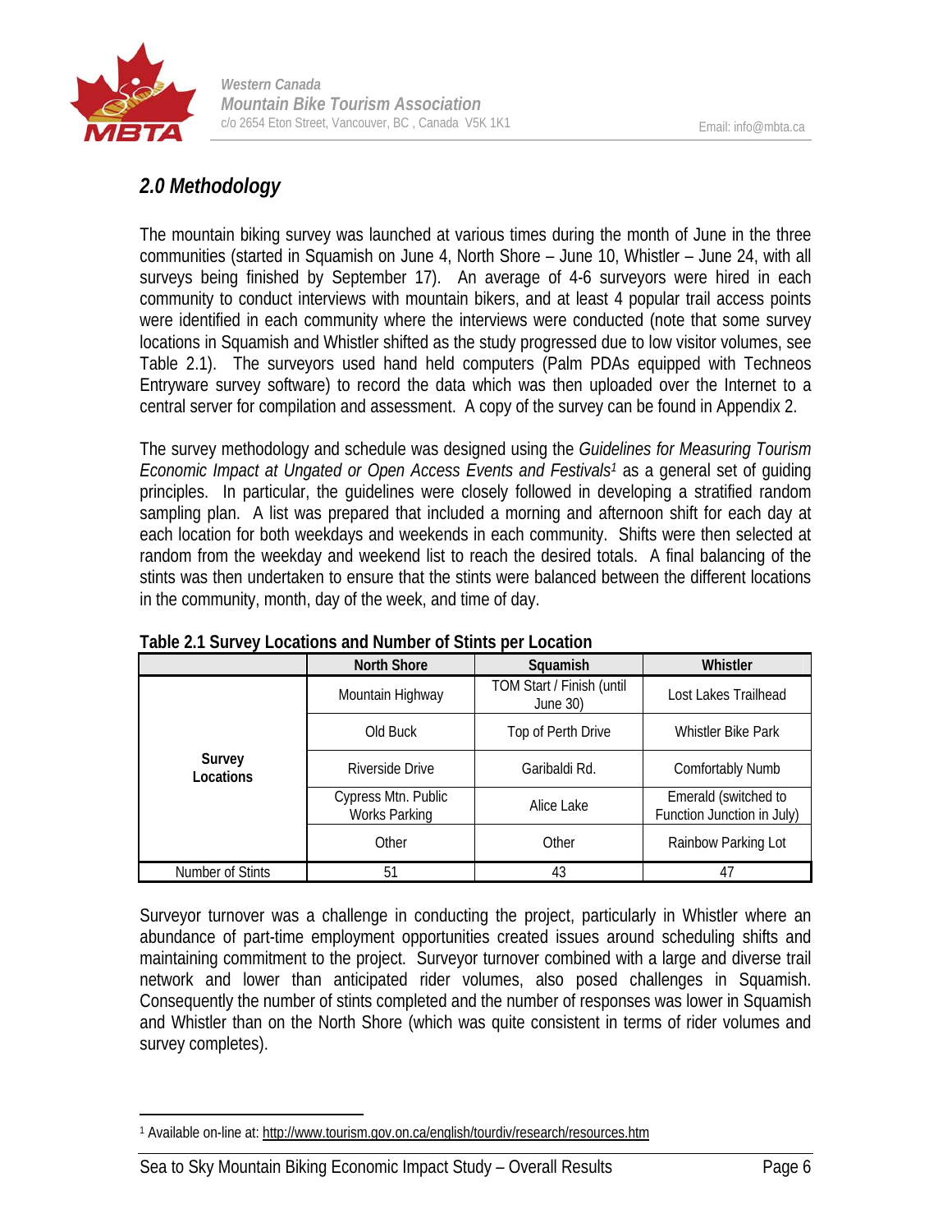## 2.0 Methodology

The mountain biking survey was launched at various times during the month of June in the three communities (started in Squamish on June 4, North Shore – June 10, Whistler – June 24, with all surveys being finished by September 17). An average of 4-6 surveyors were hired in each community to conduct interviews with mountain bikers, and at least 4 popular trail access points were identified in each community where the interviews were conducted (note that some survey locations in Squamish and Whistler shifted as the study progressed due to low visitor volumes, see Table 2.1). The surveyors used hand held computers (Palm PDAs equipped with Techneos Entryware survey software) to record the data which was then uploaded over the Internet to a central server for compilation and assessment. A copy of the survey can be found in Appendix 2.

The survey methodology and schedule was designed using the *Guidelines for Measuring Tourism Economic Impact at Ungated or Open Access Events and Festivals*[1] as a general set of guiding principles. In particular, the guidelines were closely followed in developing a stratified random sampling plan. A list was prepared that included a morning and afternoon shift for each day at each location for both weekdays and weekends in each community. Shifts were then selected at random from the weekday and weekend list to reach the desired totals. A final balancing of the stints was then undertaken to ensure that the stints were balanced between the different locations in the community, month, day of the week, and time of day.

**Table 2.1 Survey Locations and Number of Stints per Location**

| | North Shore | Squamish | Whistler |
|---|---|---|---|
| **Survey Locations** | Mountain Highway | TOM Start / Finish (until June 30) | Lost Lakes Trailhead |
| | Old Buck | Top of Perth Drive | Whistler Bike Park |
| | Riverside Drive | Garibaldi Rd. | Comfortably Numb |
| | Cypress Mtn. Public Works Parking | Alice Lake | Emerald (switched to Function Junction in July) |
| | Other | Other | Rainbow Parking Lot |
| Number of Stints | 51 | 43 | 47 |

Surveyor turnover was a challenge in conducting the project, particularly in Whistler where an abundance of part-time employment opportunities created issues around scheduling shifts and maintaining commitment to the project. Surveyor turnover combined with a large and diverse trail network and lower than anticipated rider volumes, also posed challenges in Squamish. Consequently the number of stints completed and the number of responses was lower in Squamish and Whistler than on the North Shore (which was quite consistent in terms of rider volumes and survey completes).

---

[1] Available on-line at: http://www.tourism.gov.on.ca/english/tourdiv/research/resources.htm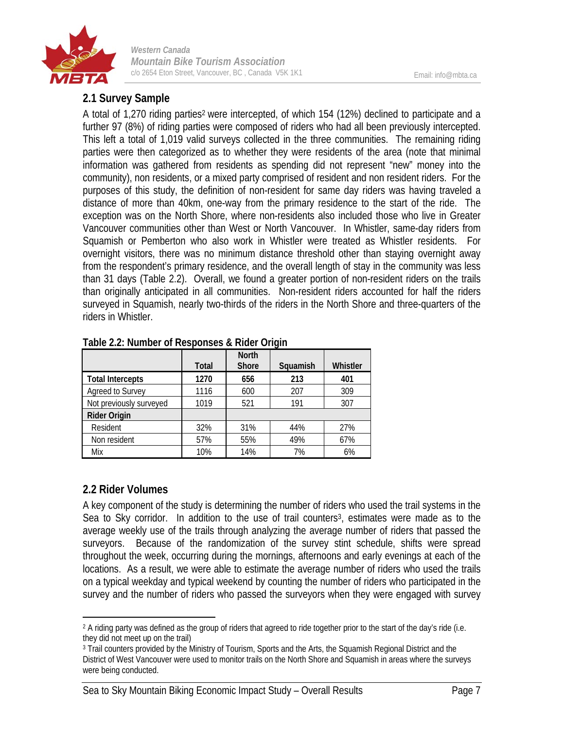## 2.1 Survey Sample

A total of 1,270 riding parties[2] were intercepted, of which 154 (12%) declined to participate and a further 97 (8%) of riding parties were composed of riders who had all been previously intercepted. This left a total of 1,019 valid surveys collected in the three communities. The remaining riding parties were then categorized as to whether they were residents of the area (note that minimal information was gathered from residents as spending did not represent "new" money into the community), non residents, or a mixed party comprised of resident and non resident riders. For the purposes of this study, the definition of non-resident for same day riders was having traveled a distance of more than 40km, one-way from the primary residence to the start of the ride. The exception was on the North Shore, where non-residents also included those who live in Greater Vancouver communities other than West or North Vancouver. In Whistler, same-day riders from Squamish or Pemberton who also work in Whistler were treated as Whistler residents. For overnight visitors, there was no minimum distance threshold other than staying overnight away from the respondent's primary residence, and the overall length of stay in the community was less than 31 days (Table 2.2). Overall, we found a greater portion of non-resident riders on the trails than originally anticipated in all communities. Non-resident riders accounted for half the riders surveyed in Squamish, nearly two-thirds of the riders in the North Shore and three-quarters of the riders in Whistler.

**Table 2.2: Number of Responses & Rider Origin**

| | Total | North Shore | Squamish | Whistler |
|---|---|---|---|---|
| **Total Intercepts** | **1270** | **656** | **213** | **401** |
| Agreed to Survey | 1116 | 600 | 207 | 309 |
| Not previously surveyed | 1019 | 521 | 191 | 307 |
| **Rider Origin** | | | | |
| Resident | 32% | 31% | 44% | 27% |
| Non resident | 57% | 55% | 49% | 67% |
| Mix | 10% | 14% | 7% | 6% |

## 2.2 Rider Volumes

A key component of the study is determining the number of riders who used the trail systems in the Sea to Sky corridor. In addition to the use of trail counters[3], estimates were made as to the average weekly use of the trails through analyzing the average number of riders that passed the surveyors. Because of the randomization of the survey stint schedule, shifts were spread throughout the week, occurring during the mornings, afternoons and early evenings at each of the locations. As a result, we were able to estimate the average number of riders who used the trails on a typical weekday and typical weekend by counting the number of riders who participated in the survey and the number of riders who passed the surveyors when they were engaged with survey

[2] A riding party was defined as the group of riders that agreed to ride together prior to the start of the day's ride (i.e. they did not meet up on the trail)

[3] Trail counters provided by the Ministry of Tourism, Sports and the Arts, the Squamish Regional District and the District of West Vancouver were used to monitor trails on the North Shore and Squamish in areas where the surveys were being conducted.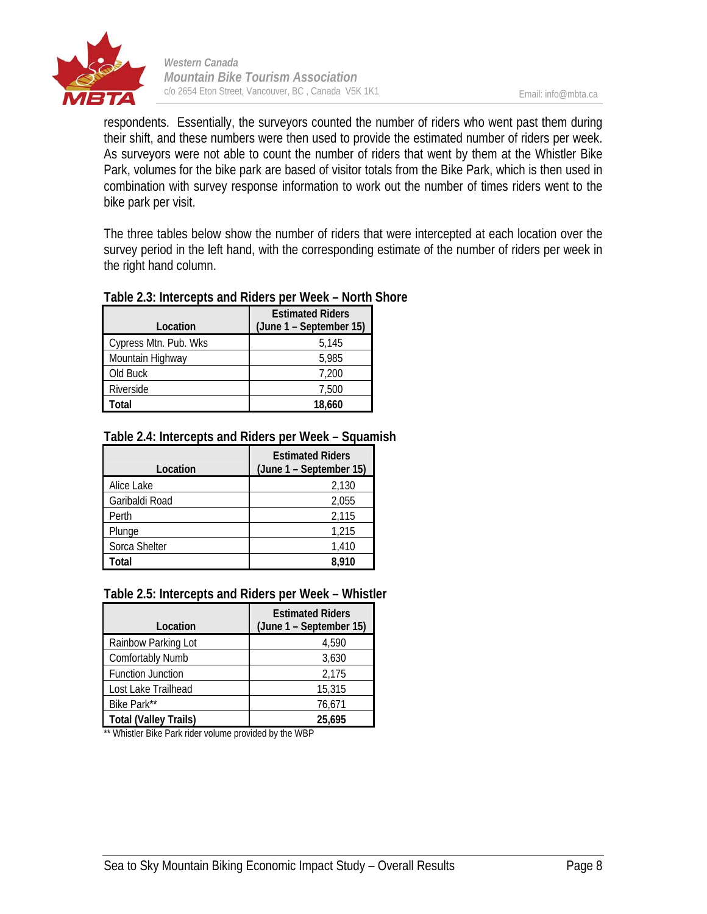respondents. Essentially, the surveyors counted the number of riders who went past them during their shift, and these numbers were then used to provide the estimated number of riders per week. As surveyors were not able to count the number of riders that went by them at the Whistler Bike Park, volumes for the bike park are based of visitor totals from the Bike Park, which is then used in combination with survey response information to work out the number of times riders went to the bike park per visit.

The three tables below show the number of riders that were intercepted at each location over the survey period in the left hand, with the corresponding estimate of the number of riders per week in the right hand column.

**Table 2.3: Intercepts and Riders per Week – North Shore**

| Location | Estimated Riders (June 1 – September 15) |
|---|---|
| Cypress Mtn. Pub. Wks | 5,145 |
| Mountain Highway | 5,985 |
| Old Buck | 7,200 |
| Riverside | 7,500 |
| **Total** | **18,660** |

**Table 2.4: Intercepts and Riders per Week – Squamish**

| Location | Estimated Riders (June 1 – September 15) |
|---|---|
| Alice Lake | 2,130 |
| Garibaldi Road | 2,055 |
| Perth | 2,115 |
| Plunge | 1,215 |
| Sorca Shelter | 1,410 |
| **Total** | **8,910** |

**Table 2.5: Intercepts and Riders per Week – Whistler**

| Location | Estimated Riders (June 1 – September 15) |
|---|---|
| Rainbow Parking Lot | 4,590 |
| Comfortably Numb | 3,630 |
| Function Junction | 2,175 |
| Lost Lake Trailhead | 15,315 |
| Bike Park** | 76,671 |
| **Total (Valley Trails)** | **25,695** |

** Whistler Bike Park rider volume provided by the WBP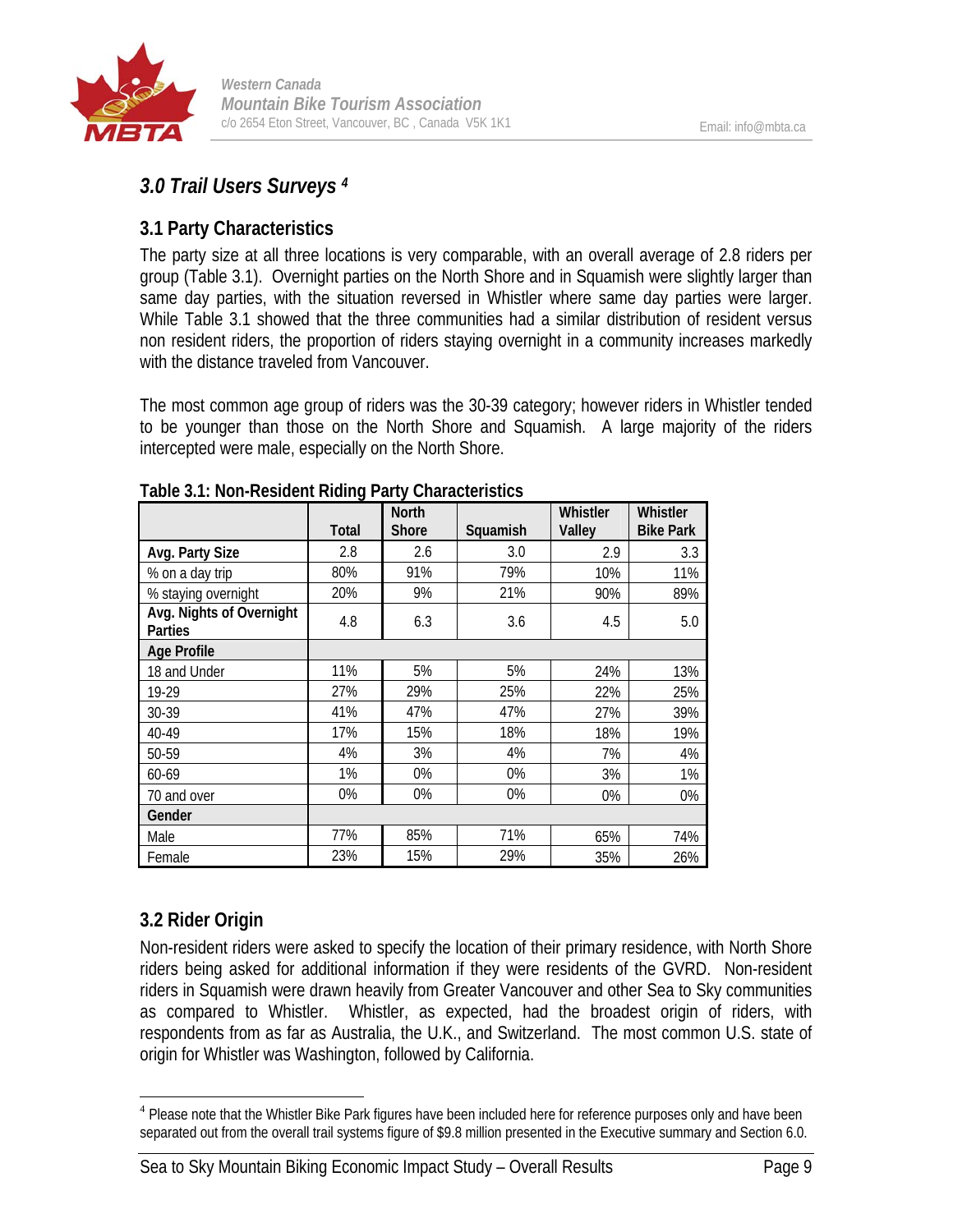## 3.0 Trail Users Surveys [4]

### 3.1 Party Characteristics

The party size at all three locations is very comparable, with an overall average of 2.8 riders per group (Table 3.1). Overnight parties on the North Shore and in Squamish were slightly larger than same day parties, with the situation reversed in Whistler where same day parties were larger. While Table 3.1 showed that the three communities had a similar distribution of resident versus non resident riders, the proportion of riders staying overnight in a community increases markedly with the distance traveled from Vancouver.

The most common age group of riders was the 30-39 category; however riders in Whistler tended to be younger than those on the North Shore and Squamish. A large majority of the riders intercepted were male, especially on the North Shore.

**Table 3.1: Non-Resident Riding Party Characteristics**

| | Total | North Shore | Squamish | Whistler Valley | Whistler Bike Park |
|---|---|---|---|---|---|
| **Avg. Party Size** | 2.8 | 2.6 | 3.0 | 2.9 | 3.3 |
| % on a day trip | 80% | 91% | 79% | 10% | 11% |
| % staying overnight | 20% | 9% | 21% | 90% | 89% |
| **Avg. Nights of Overnight Parties** | 4.8 | 6.3 | 3.6 | 4.5 | 5.0 |
| **Age Profile** | | | | | |
| 18 and Under | 11% | 5% | 5% | 24% | 13% |
| 19-29 | 27% | 29% | 25% | 22% | 25% |
| 30-39 | 41% | 47% | 47% | 27% | 39% |
| 40-49 | 17% | 15% | 18% | 18% | 19% |
| 50-59 | 4% | 3% | 4% | 7% | 4% |
| 60-69 | 1% | 0% | 0% | 3% | 1% |
| 70 and over | 0% | 0% | 0% | 0% | 0% |
| **Gender** | | | | | |
| Male | 77% | 85% | 71% | 65% | 74% |
| Female | 23% | 15% | 29% | 35% | 26% |

### 3.2 Rider Origin

Non-resident riders were asked to specify the location of their primary residence, with North Shore riders being asked for additional information if they were residents of the GVRD. Non-resident riders in Squamish were drawn heavily from Greater Vancouver and other Sea to Sky communities as compared to Whistler. Whistler, as expected, had the broadest origin of riders, with respondents from as far as Australia, the U.K., and Switzerland. The most common U.S. state of origin for Whistler was Washington, followed by California.

---

[4] Please note that the Whistler Bike Park figures have been included here for reference purposes only and have been separated out from the overall trail systems figure of $9.8 million presented in the Executive summary and Section 6.0.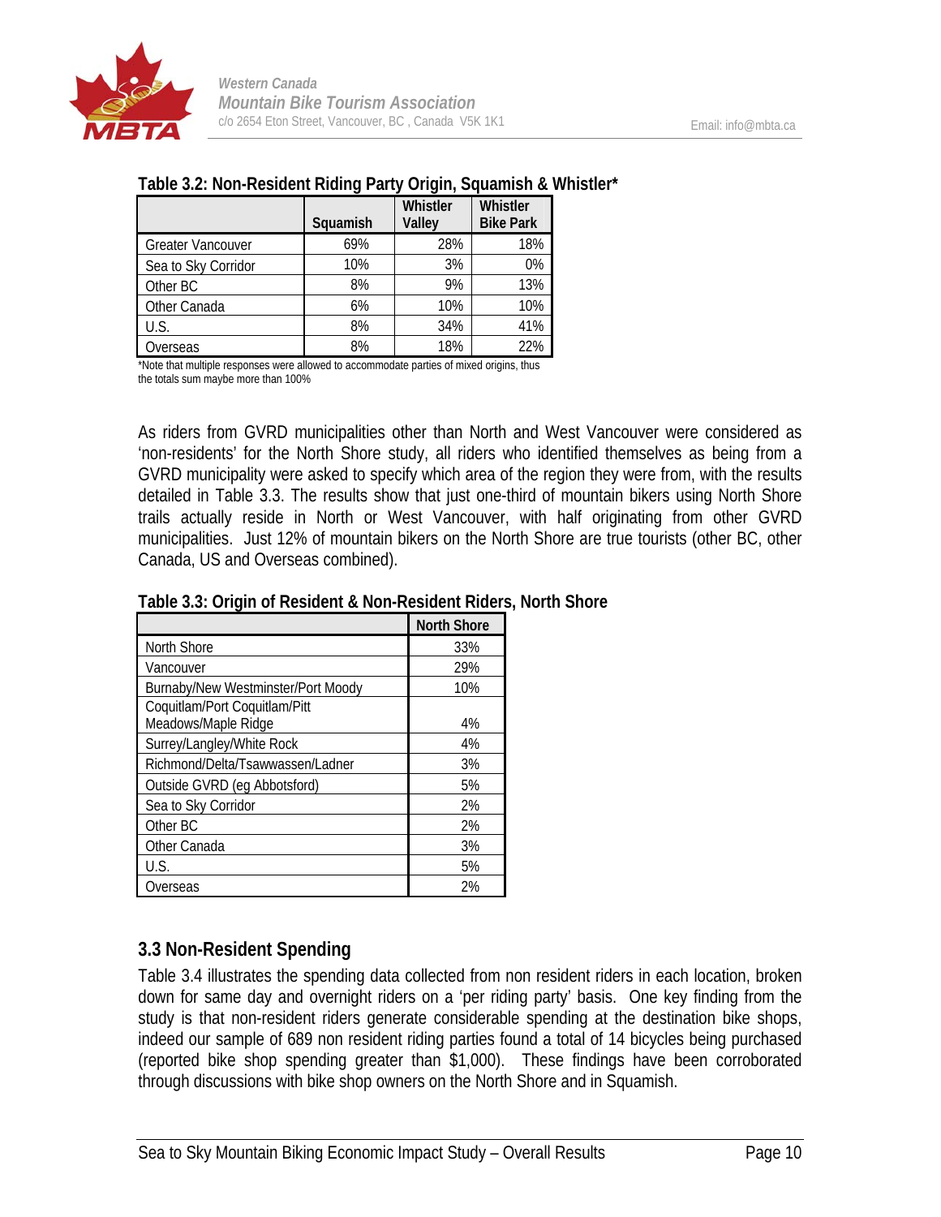**Table 3.2: Non-Resident Riding Party Origin, Squamish & Whistler***

| | Squamish | Whistler Valley | Whistler Bike Park |
|---|---|---|---|
| Greater Vancouver | 69% | 28% | 18% |
| Sea to Sky Corridor | 10% | 3% | 0% |
| Other BC | 8% | 9% | 13% |
| Other Canada | 6% | 10% | 10% |
| U.S. | 8% | 34% | 41% |
| Overseas | 8% | 18% | 22% |

*Note that multiple responses were allowed to accommodate parties of mixed origins, thus the totals sum maybe more than 100%

As riders from GVRD municipalities other than North and West Vancouver were considered as 'non-residents' for the North Shore study, all riders who identified themselves as being from a GVRD municipality were asked to specify which area of the region they were from, with the results detailed in Table 3.3. The results show that just one-third of mountain bikers using North Shore trails actually reside in North or West Vancouver, with half originating from other GVRD municipalities. Just 12% of mountain bikers on the North Shore are true tourists (other BC, other Canada, US and Overseas combined).

**Table 3.3: Origin of Resident & Non-Resident Riders, North Shore**

| | North Shore |
|---|---|
| North Shore | 33% |
| Vancouver | 29% |
| Burnaby/New Westminster/Port Moody | 10% |
| Coquitlam/Port Coquitlam/Pitt Meadows/Maple Ridge | 4% |
| Surrey/Langley/White Rock | 4% |
| Richmond/Delta/Tsawwassen/Ladner | 3% |
| Outside GVRD (eg Abbotsford) | 5% |
| Sea to Sky Corridor | 2% |
| Other BC | 2% |
| Other Canada | 3% |
| U.S. | 5% |
| Overseas | 2% |

## 3.3 Non-Resident Spending

Table 3.4 illustrates the spending data collected from non resident riders in each location, broken down for same day and overnight riders on a 'per riding party' basis. One key finding from the study is that non-resident riders generate considerable spending at the destination bike shops, indeed our sample of 689 non resident riding parties found a total of 14 bicycles being purchased (reported bike shop spending greater than $1,000). These findings have been corroborated through discussions with bike shop owners on the North Shore and in Squamish.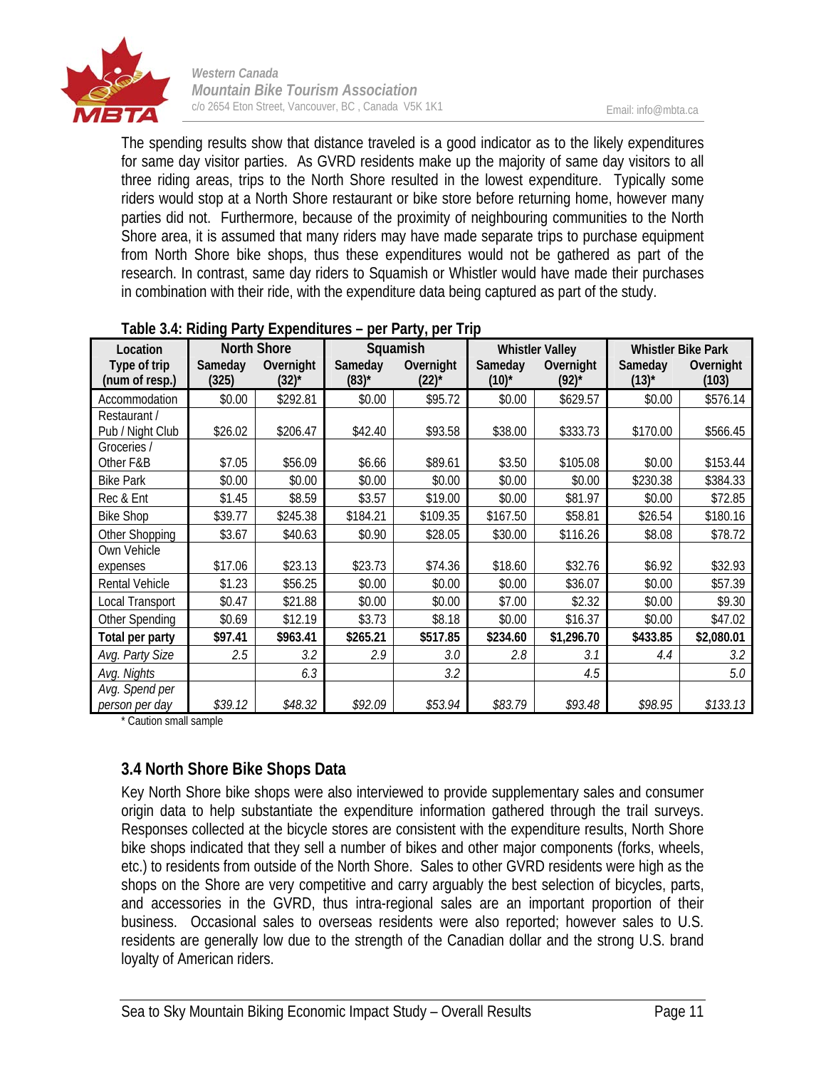The spending results show that distance traveled is a good indicator as to the likely expenditures for same day visitor parties. As GVRD residents make up the majority of same day visitors to all three riding areas, trips to the North Shore resulted in the lowest expenditure. Typically some riders would stop at a North Shore restaurant or bike store before returning home, however many parties did not. Furthermore, because of the proximity of neighbouring communities to the North Shore area, it is assumed that many riders may have made separate trips to purchase equipment from North Shore bike shops, thus these expenditures would not be gathered as part of the research. In contrast, same day riders to Squamish or Whistler would have made their purchases in combination with their ride, with the expenditure data being captured as part of the study.

**Table 3.4: Riding Party Expenditures – per Party, per Trip**

| Location | North Shore | | Squamish | | Whistler Valley | | Whistler Bike Park | |
|---|---|---|---|---|---|---|---|---|
| Type of trip (num of resp.) | Sameday (325) | Overnight (32)* | Sameday (83)* | Overnight (22)* | Sameday (10)* | Overnight (92)* | Sameday (13)* | Overnight (103) |
| Accommodation | $0.00 | $292.81 | $0.00 | $95.72 | $0.00 | $629.57 | $0.00 | $576.14 |
| Restaurant / Pub / Night Club | $26.02 | $206.47 | $42.40 | $93.58 | $38.00 | $333.73 | $170.00 | $566.45 |
| Groceries / Other F&B | $7.05 | $56.09 | $6.66 | $89.61 | $3.50 | $105.08 | $0.00 | $153.44 |
| Bike Park | $0.00 | $0.00 | $0.00 | $0.00 | $0.00 | $0.00 | $230.38 | $384.33 |
| Rec & Ent | $1.45 | $8.59 | $3.57 | $19.00 | $0.00 | $81.97 | $0.00 | $72.85 |
| Bike Shop | $39.77 | $245.38 | $184.21 | $109.35 | $167.50 | $58.81 | $26.54 | $180.16 |
| Other Shopping | $3.67 | $40.63 | $0.90 | $28.05 | $30.00 | $116.26 | $8.08 | $78.72 |
| Own Vehicle expenses | $17.06 | $23.13 | $23.73 | $74.36 | $18.60 | $32.76 | $6.92 | $32.93 |
| Rental Vehicle | $1.23 | $56.25 | $0.00 | $0.00 | $0.00 | $36.07 | $0.00 | $57.39 |
| Local Transport | $0.47 | $21.88 | $0.00 | $0.00 | $7.00 | $2.32 | $0.00 | $9.30 |
| Other Spending | $0.69 | $12.19 | $3.73 | $8.18 | $0.00 | $16.37 | $0.00 | $47.02 |
| **Total per party** | **$97.41** | **$963.41** | **$265.21** | **$517.85** | **$234.60** | **$1,296.70** | **$433.85** | **$2,080.01** |
| *Avg. Party Size* | *2.5* | *3.2* | *2.9* | *3.0* | *2.8* | *3.1* | *4.4* | *3.2* |
| *Avg. Nights* | | *6.3* | | *3.2* | | *4.5* | | *5.0* |
| *Avg. Spend per person per day* | *$39.12* | *$48.32* | *$92.09* | *$53.94* | *$83.79* | *$93.48* | *$98.95* | *$133.13* |

\* Caution small sample

### 3.4 North Shore Bike Shops Data

Key North Shore bike shops were also interviewed to provide supplementary sales and consumer origin data to help substantiate the expenditure information gathered through the trail surveys. Responses collected at the bicycle stores are consistent with the expenditure results, North Shore bike shops indicated that they sell a number of bikes and other major components (forks, wheels, etc.) to residents from outside of the North Shore. Sales to other GVRD residents were high as the shops on the Shore are very competitive and carry arguably the best selection of bicycles, parts, and accessories in the GVRD, thus intra-regional sales are an important proportion of their business. Occasional sales to overseas residents were also reported; however sales to U.S. residents are generally low due to the strength of the Canadian dollar and the strong U.S. brand loyalty of American riders.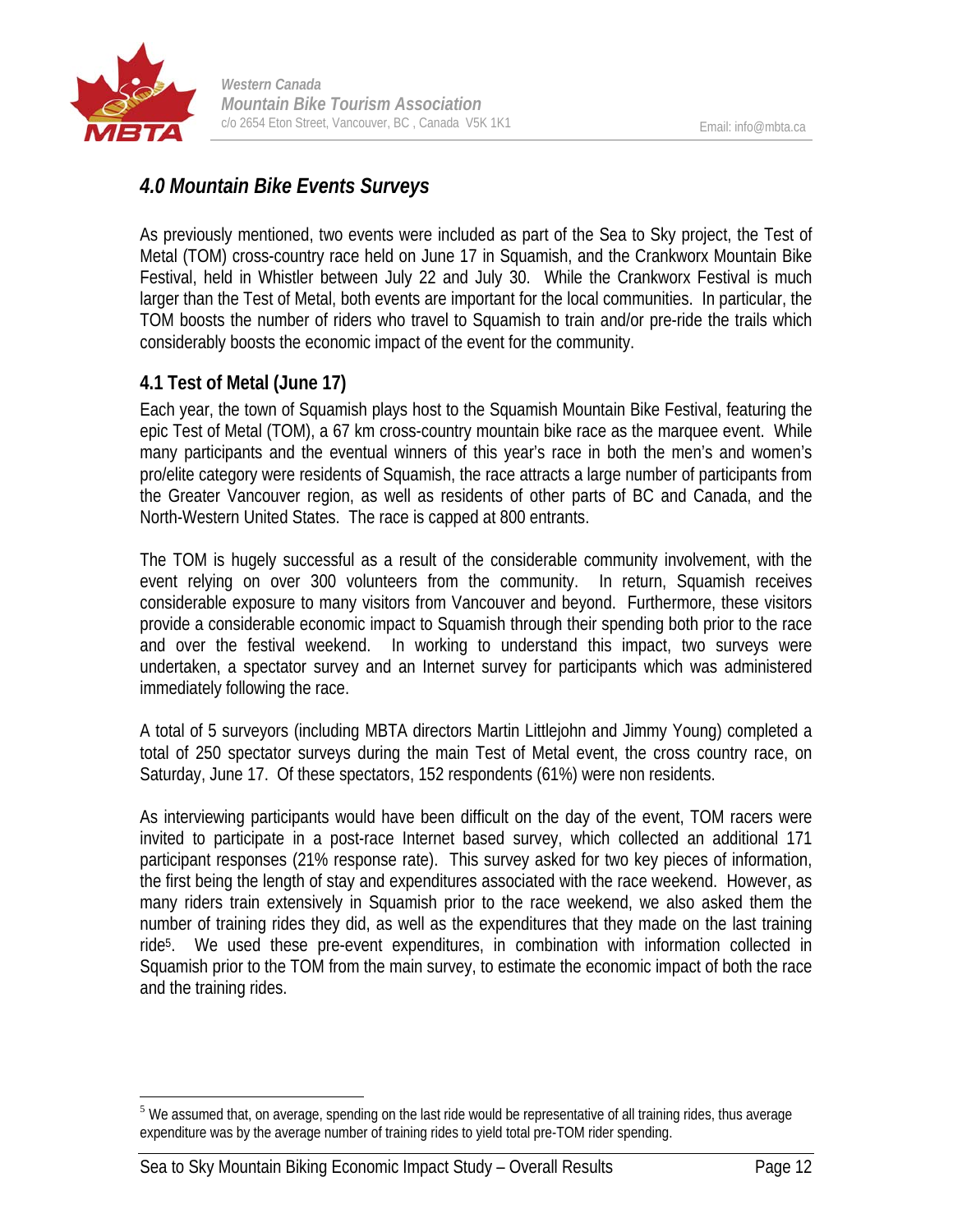## 4.0 Mountain Bike Events Surveys

As previously mentioned, two events were included as part of the Sea to Sky project, the Test of Metal (TOM) cross-country race held on June 17 in Squamish, and the Crankworx Mountain Bike Festival, held in Whistler between July 22 and July 30. While the Crankworx Festival is much larger than the Test of Metal, both events are important for the local communities. In particular, the TOM boosts the number of riders who travel to Squamish to train and/or pre-ride the trails which considerably boosts the economic impact of the event for the community.

### 4.1 Test of Metal (June 17)

Each year, the town of Squamish plays host to the Squamish Mountain Bike Festival, featuring the epic Test of Metal (TOM), a 67 km cross-country mountain bike race as the marquee event. While many participants and the eventual winners of this year's race in both the men's and women's pro/elite category were residents of Squamish, the race attracts a large number of participants from the Greater Vancouver region, as well as residents of other parts of BC and Canada, and the North-Western United States. The race is capped at 800 entrants.

The TOM is hugely successful as a result of the considerable community involvement, with the event relying on over 300 volunteers from the community. In return, Squamish receives considerable exposure to many visitors from Vancouver and beyond. Furthermore, these visitors provide a considerable economic impact to Squamish through their spending both prior to the race and over the festival weekend. In working to understand this impact, two surveys were undertaken, a spectator survey and an Internet survey for participants which was administered immediately following the race.

A total of 5 surveyors (including MBTA directors Martin Littlejohn and Jimmy Young) completed a total of 250 spectator surveys during the main Test of Metal event, the cross country race, on Saturday, June 17. Of these spectators, 152 respondents (61%) were non residents.

As interviewing participants would have been difficult on the day of the event, TOM racers were invited to participate in a post-race Internet based survey, which collected an additional 171 participant responses (21% response rate). This survey asked for two key pieces of information, the first being the length of stay and expenditures associated with the race weekend. However, as many riders train extensively in Squamish prior to the race weekend, we also asked them the number of training rides they did, as well as the expenditures that they made on the last training ride[5]. We used these pre-event expenditures, in combination with information collected in Squamish prior to the TOM from the main survey, to estimate the economic impact of both the race and the training rides.

[5] We assumed that, on average, spending on the last ride would be representative of all training rides, thus average expenditure was by the average number of training rides to yield total pre-TOM rider spending.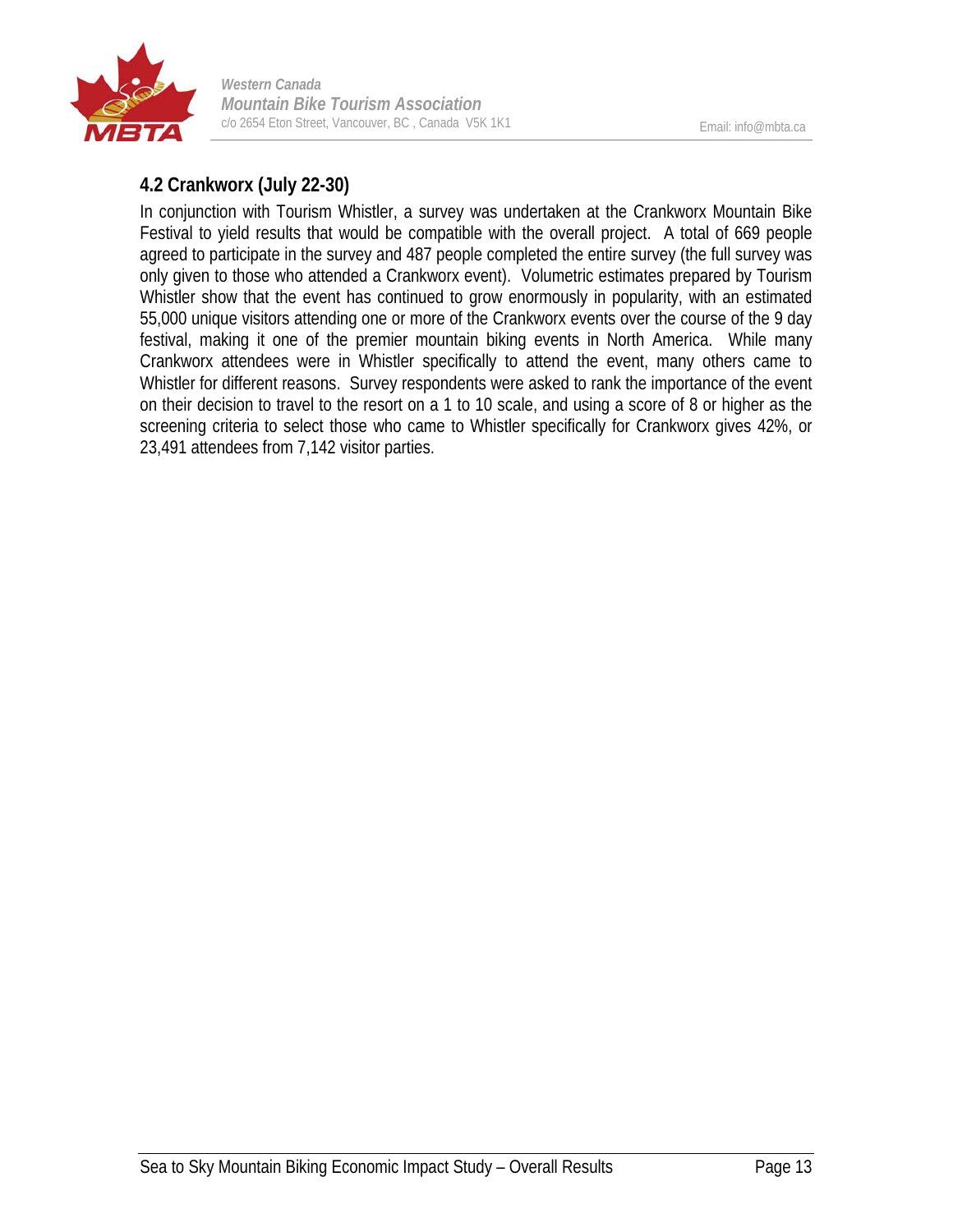## 4.2 Crankworx (July 22-30)

In conjunction with Tourism Whistler, a survey was undertaken at the Crankworx Mountain Bike Festival to yield results that would be compatible with the overall project. A total of 669 people agreed to participate in the survey and 487 people completed the entire survey (the full survey was only given to those who attended a Crankworx event). Volumetric estimates prepared by Tourism Whistler show that the event has continued to grow enormously in popularity, with an estimated 55,000 unique visitors attending one or more of the Crankworx events over the course of the 9 day festival, making it one of the premier mountain biking events in North America. While many Crankworx attendees were in Whistler specifically to attend the event, many others came to Whistler for different reasons. Survey respondents were asked to rank the importance of the event on their decision to travel to the resort on a 1 to 10 scale, and using a score of 8 or higher as the screening criteria to select those who came to Whistler specifically for Crankworx gives 42%, or 23,491 attendees from 7,142 visitor parties.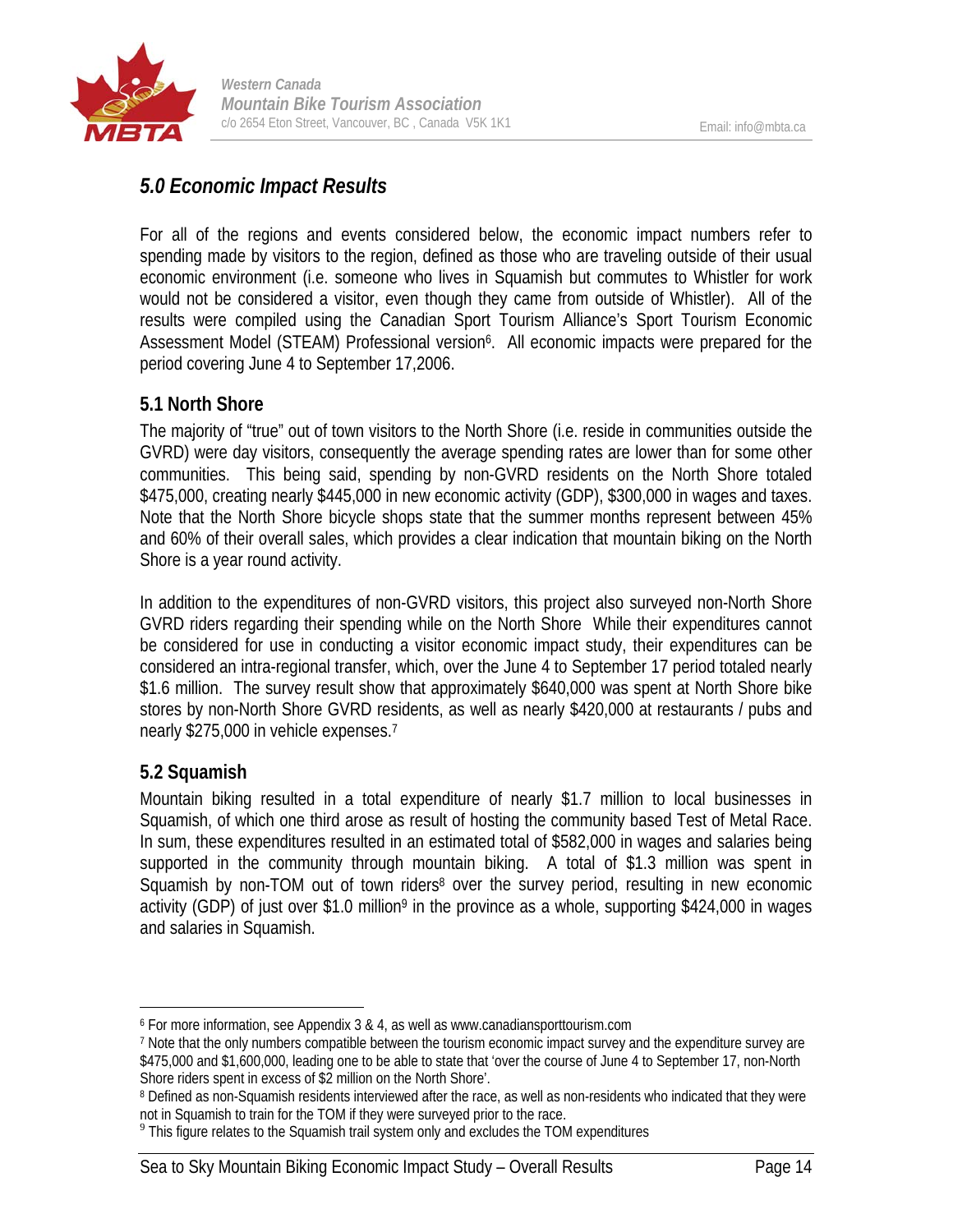## 5.0 Economic Impact Results

For all of the regions and events considered below, the economic impact numbers refer to spending made by visitors to the region, defined as those who are traveling outside of their usual economic environment (i.e. someone who lives in Squamish but commutes to Whistler for work would not be considered a visitor, even though they came from outside of Whistler). All of the results were compiled using the Canadian Sport Tourism Alliance's Sport Tourism Economic Assessment Model (STEAM) Professional version[6]. All economic impacts were prepared for the period covering June 4 to September 17,2006.

### 5.1 North Shore

The majority of "true" out of town visitors to the North Shore (i.e. reside in communities outside the GVRD) were day visitors, consequently the average spending rates are lower than for some other communities. This being said, spending by non-GVRD residents on the North Shore totaled $475,000, creating nearly $445,000 in new economic activity (GDP), $300,000 in wages and taxes. Note that the North Shore bicycle shops state that the summer months represent between 45% and 60% of their overall sales, which provides a clear indication that mountain biking on the North Shore is a year round activity.

In addition to the expenditures of non-GVRD visitors, this project also surveyed non-North Shore GVRD riders regarding their spending while on the North Shore While their expenditures cannot be considered for use in conducting a visitor economic impact study, their expenditures can be considered an intra-regional transfer, which, over the June 4 to September 17 period totaled nearly $1.6 million. The survey result show that approximately $640,000 was spent at North Shore bike stores by non-North Shore GVRD residents, as well as nearly $420,000 at restaurants / pubs and nearly $275,000 in vehicle expenses.[7]

### 5.2 Squamish

Mountain biking resulted in a total expenditure of nearly $1.7 million to local businesses in Squamish, of which one third arose as result of hosting the community based Test of Metal Race. In sum, these expenditures resulted in an estimated total of $582,000 in wages and salaries being supported in the community through mountain biking. A total of $1.3 million was spent in Squamish by non-TOM out of town riders[8] over the survey period, resulting in new economic activity (GDP) of just over $1.0 million[9] in the province as a whole, supporting $424,000 in wages and salaries in Squamish.

---

[6] For more information, see Appendix 3 & 4, as well as www.canadiansporttourism.com

[7] Note that the only numbers compatible between the tourism economic impact survey and the expenditure survey are $475,000 and $1,600,000, leading one to be able to state that 'over the course of June 4 to September 17, non-North Shore riders spent in excess of $2 million on the North Shore'.

[8] Defined as non-Squamish residents interviewed after the race, as well as non-residents who indicated that they were not in Squamish to train for the TOM if they were surveyed prior to the race.

[9] This figure relates to the Squamish trail system only and excludes the TOM expenditures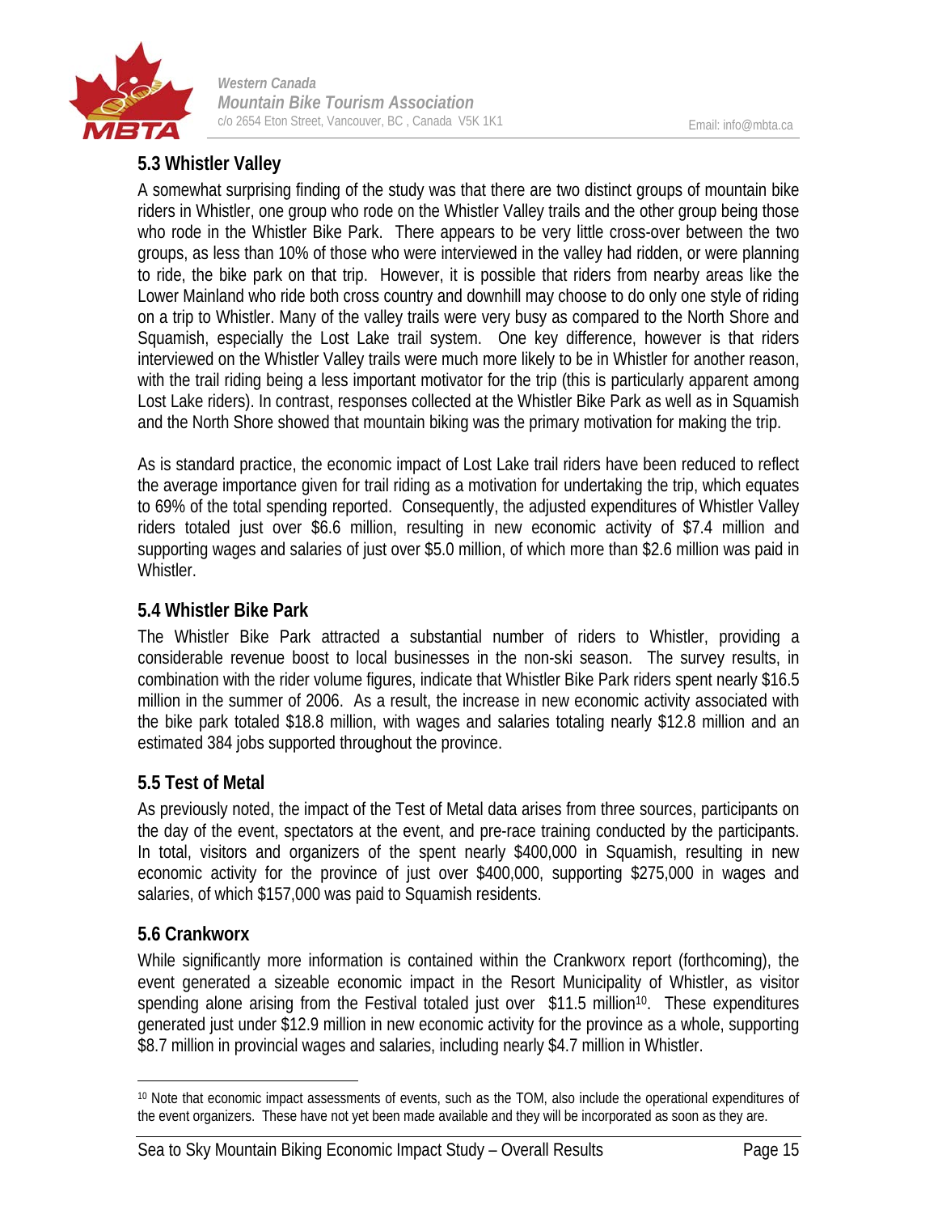### 5.3 Whistler Valley

A somewhat surprising finding of the study was that there are two distinct groups of mountain bike riders in Whistler, one group who rode on the Whistler Valley trails and the other group being those who rode in the Whistler Bike Park. There appears to be very little cross-over between the two groups, as less than 10% of those who were interviewed in the valley had ridden, or were planning to ride, the bike park on that trip. However, it is possible that riders from nearby areas like the Lower Mainland who ride both cross country and downhill may choose to do only one style of riding on a trip to Whistler. Many of the valley trails were very busy as compared to the North Shore and Squamish, especially the Lost Lake trail system. One key difference, however is that riders interviewed on the Whistler Valley trails were much more likely to be in Whistler for another reason, with the trail riding being a less important motivator for the trip (this is particularly apparent among Lost Lake riders). In contrast, responses collected at the Whistler Bike Park as well as in Squamish and the North Shore showed that mountain biking was the primary motivation for making the trip.

As is standard practice, the economic impact of Lost Lake trail riders have been reduced to reflect the average importance given for trail riding as a motivation for undertaking the trip, which equates to 69% of the total spending reported. Consequently, the adjusted expenditures of Whistler Valley riders totaled just over \$6.6 million, resulting in new economic activity of \$7.4 million and supporting wages and salaries of just over \$5.0 million, of which more than \$2.6 million was paid in Whistler.

### 5.4 Whistler Bike Park

The Whistler Bike Park attracted a substantial number of riders to Whistler, providing a considerable revenue boost to local businesses in the non-ski season. The survey results, in combination with the rider volume figures, indicate that Whistler Bike Park riders spent nearly \$16.5 million in the summer of 2006. As a result, the increase in new economic activity associated with the bike park totaled \$18.8 million, with wages and salaries totaling nearly \$12.8 million and an estimated 384 jobs supported throughout the province.

### 5.5 Test of Metal

As previously noted, the impact of the Test of Metal data arises from three sources, participants on the day of the event, spectators at the event, and pre-race training conducted by the participants. In total, visitors and organizers of the spent nearly \$400,000 in Squamish, resulting in new economic activity for the province of just over \$400,000, supporting \$275,000 in wages and salaries, of which \$157,000 was paid to Squamish residents.

### 5.6 Crankworx

While significantly more information is contained within the Crankworx report (forthcoming), the event generated a sizeable economic impact in the Resort Municipality of Whistler, as visitor spending alone arising from the Festival totaled just over \$11.5 million[10]. These expenditures generated just under \$12.9 million in new economic activity for the province as a whole, supporting \$8.7 million in provincial wages and salaries, including nearly \$4.7 million in Whistler.

---

[10] Note that economic impact assessments of events, such as the TOM, also include the operational expenditures of the event organizers. These have not yet been made available and they will be incorporated as soon as they are.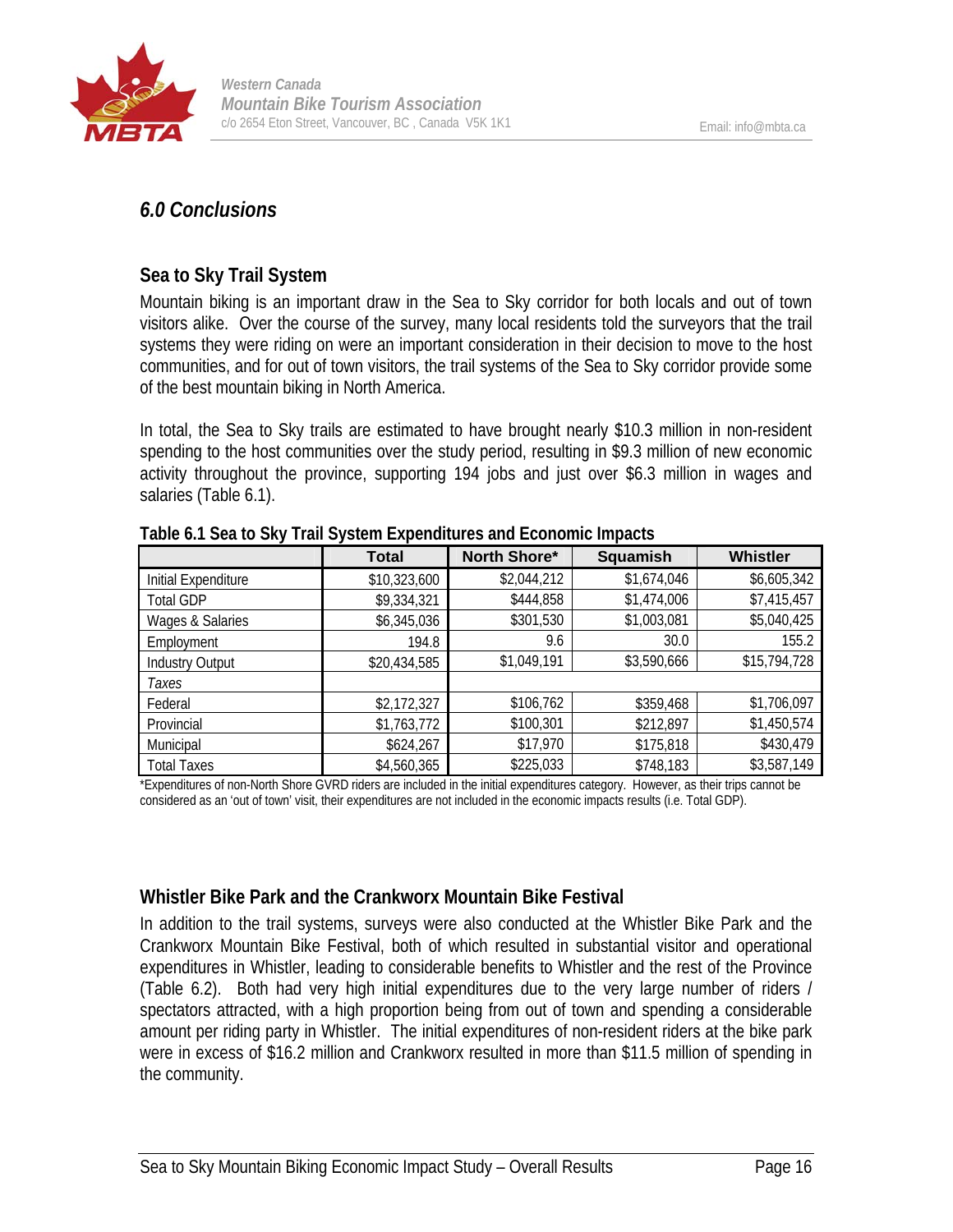## *6.0 Conclusions*

### Sea to Sky Trail System

Mountain biking is an important draw in the Sea to Sky corridor for both locals and out of town visitors alike. Over the course of the survey, many local residents told the surveyors that the trail systems they were riding on were an important consideration in their decision to move to the host communities, and for out of town visitors, the trail systems of the Sea to Sky corridor provide some of the best mountain biking in North America.

In total, the Sea to Sky trails are estimated to have brought nearly $10.3 million in non-resident spending to the host communities over the study period, resulting in $9.3 million of new economic activity throughout the province, supporting 194 jobs and just over $6.3 million in wages and salaries (Table 6.1).

**Table 6.1 Sea to Sky Trail System Expenditures and Economic Impacts**

| | Total | North Shore* | Squamish | Whistler |
|---|---|---|---|---|
| Initial Expenditure | $10,323,600 | $2,044,212 | $1,674,046 | $6,605,342 |
| Total GDP | $9,334,321 | $444,858 | $1,474,006 | $7,415,457 |
| Wages & Salaries | $6,345,036 | $301,530 | $1,003,081 | $5,040,425 |
| Employment | 194.8 | 9.6 | 30.0 | 155.2 |
| Industry Output | $20,434,585 | $1,049,191 | $3,590,666 | $15,794,728 |
| *Taxes* | | | | |
| Federal | $2,172,327 | $106,762 | $359,468 | $1,706,097 |
| Provincial | $1,763,772 | $100,301 | $212,897 | $1,450,574 |
| Municipal | $624,267 | $17,970 | $175,818 | $430,479 |
| Total Taxes | $4,560,365 | $225,033 | $748,183 | $3,587,149 |

*Expenditures of non-North Shore GVRD riders are included in the initial expenditures category. However, as their trips cannot be considered as an 'out of town' visit, their expenditures are not included in the economic impacts results (i.e. Total GDP).

### Whistler Bike Park and the Crankworx Mountain Bike Festival

In addition to the trail systems, surveys were also conducted at the Whistler Bike Park and the Crankworx Mountain Bike Festival, both of which resulted in substantial visitor and operational expenditures in Whistler, leading to considerable benefits to Whistler and the rest of the Province (Table 6.2). Both had very high initial expenditures due to the very large number of riders / spectators attracted, with a high proportion being from out of town and spending a considerable amount per riding party in Whistler. The initial expenditures of non-resident riders at the bike park were in excess of $16.2 million and Crankworx resulted in more than $11.5 million of spending in the community.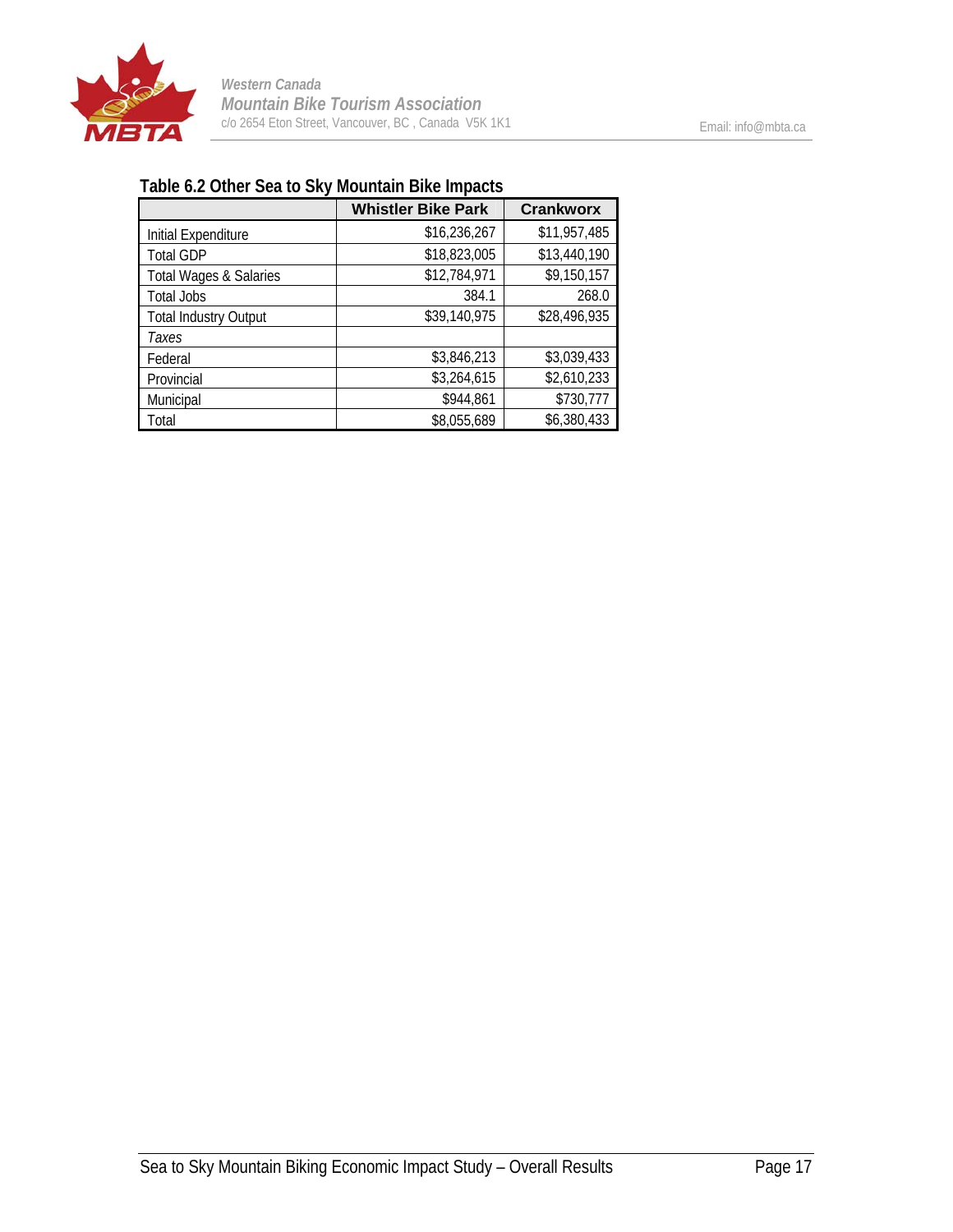**Table 6.2 Other Sea to Sky Mountain Bike Impacts**

| | Whistler Bike Park | Crankworx |
|---|---|---|
| Initial Expenditure | $16,236,267 | $11,957,485 |
| Total GDP | $18,823,005 | $13,440,190 |
| Total Wages & Salaries | $12,784,971 | $9,150,157 |
| Total Jobs | 384.1 | 268.0 |
| Total Industry Output | $39,140,975 | $28,496,935 |
| *Taxes* | | |
| Federal | $3,846,213 | $3,039,433 |
| Provincial | $3,264,615 | $2,610,233 |
| Municipal | $944,861 | $730,777 |
| Total | $8,055,689 | $6,380,433 |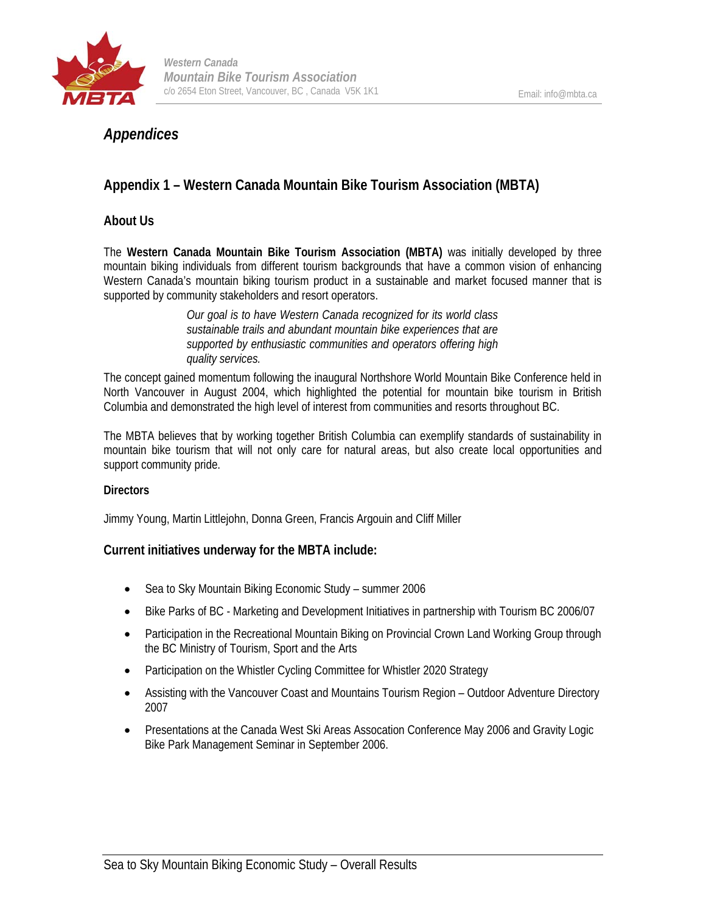# Appendices

## Appendix 1 – Western Canada Mountain Bike Tourism Association (MBTA)

### About Us

The **Western Canada Mountain Bike Tourism Association (MBTA)** was initially developed by three mountain biking individuals from different tourism backgrounds that have a common vision of enhancing Western Canada's mountain biking tourism product in a sustainable and market focused manner that is supported by community stakeholders and resort operators.

> *Our goal is to have Western Canada recognized for its world class sustainable trails and abundant mountain bike experiences that are supported by enthusiastic communities and operators offering high quality services.*

The concept gained momentum following the inaugural Northshore World Mountain Bike Conference held in North Vancouver in August 2004, which highlighted the potential for mountain bike tourism in British Columbia and demonstrated the high level of interest from communities and resorts throughout BC.

The MBTA believes that by working together British Columbia can exemplify standards of sustainability in mountain bike tourism that will not only care for natural areas, but also create local opportunities and support community pride.

#### Directors

Jimmy Young, Martin Littlejohn, Donna Green, Francis Argouin and Cliff Miller

### Current initiatives underway for the MBTA include:

- Sea to Sky Mountain Biking Economic Study – summer 2006
- Bike Parks of BC - Marketing and Development Initiatives in partnership with Tourism BC 2006/07
- Participation in the Recreational Mountain Biking on Provincial Crown Land Working Group through the BC Ministry of Tourism, Sport and the Arts
- Participation on the Whistler Cycling Committee for Whistler 2020 Strategy
- Assisting with the Vancouver Coast and Mountains Tourism Region – Outdoor Adventure Directory 2007
- Presentations at the Canada West Ski Areas Assocation Conference May 2006 and Gravity Logic Bike Park Management Seminar in September 2006.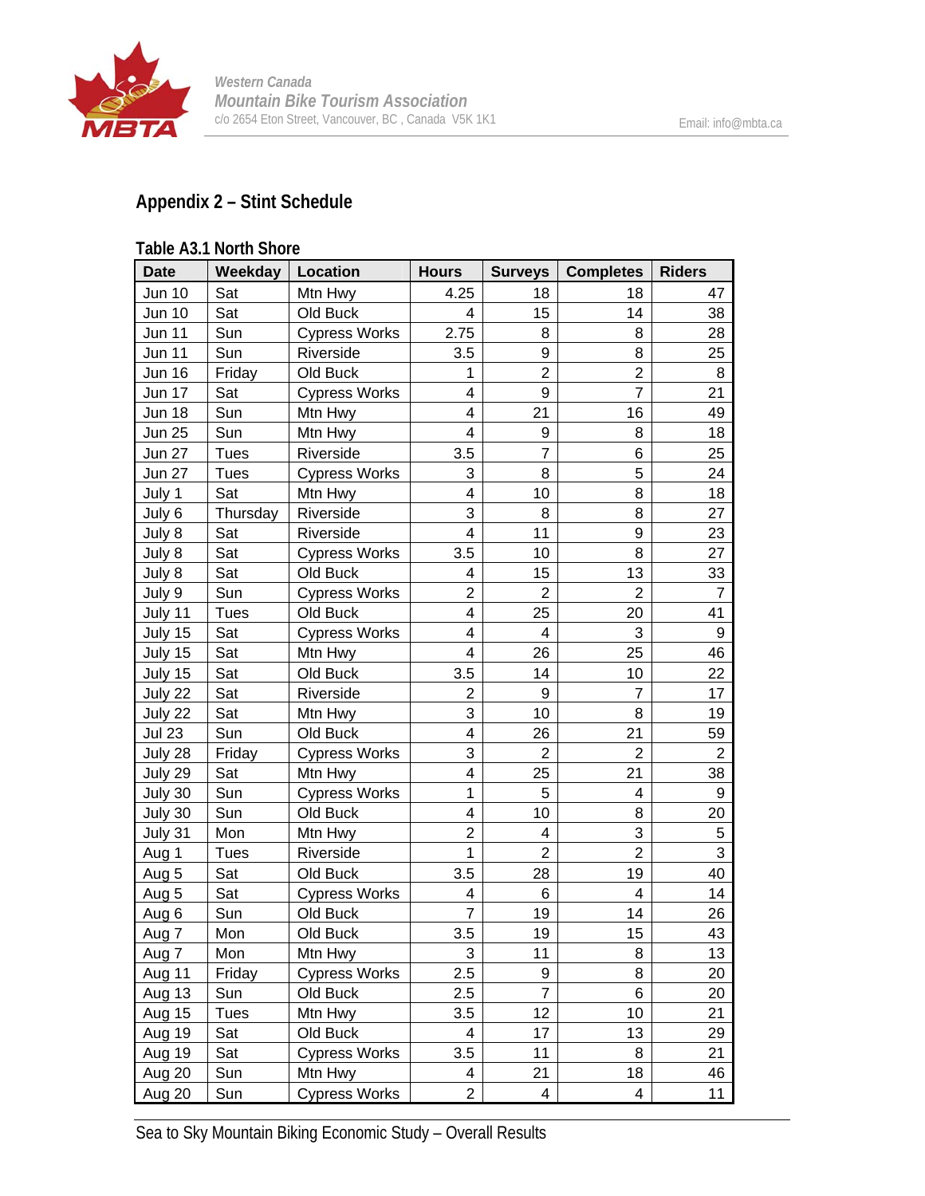## Appendix 2 – Stint Schedule

### Table A3.1 North Shore

| Date | Weekday | Location | Hours | Surveys | Completes | Riders |
|---|---|---|---|---|---|---|
| Jun 10 | Sat | Mtn Hwy | 4.25 | 18 | 18 | 47 |
| Jun 10 | Sat | Old Buck | 4 | 15 | 14 | 38 |
| Jun 11 | Sun | Cypress Works | 2.75 | 8 | 8 | 28 |
| Jun 11 | Sun | Riverside | 3.5 | 9 | 8 | 25 |
| Jun 16 | Friday | Old Buck | 1 | 2 | 2 | 8 |
| Jun 17 | Sat | Cypress Works | 4 | 9 | 7 | 21 |
| Jun 18 | Sun | Mtn Hwy | 4 | 21 | 16 | 49 |
| Jun 25 | Sun | Mtn Hwy | 4 | 9 | 8 | 18 |
| Jun 27 | Tues | Riverside | 3.5 | 7 | 6 | 25 |
| Jun 27 | Tues | Cypress Works | 3 | 8 | 5 | 24 |
| July 1 | Sat | Mtn Hwy | 4 | 10 | 8 | 18 |
| July 6 | Thursday | Riverside | 3 | 8 | 8 | 27 |
| July 8 | Sat | Riverside | 4 | 11 | 9 | 23 |
| July 8 | Sat | Cypress Works | 3.5 | 10 | 8 | 27 |
| July 8 | Sat | Old Buck | 4 | 15 | 13 | 33 |
| July 9 | Sun | Cypress Works | 2 | 2 | 2 | 7 |
| July 11 | Tues | Old Buck | 4 | 25 | 20 | 41 |
| July 15 | Sat | Cypress Works | 4 | 4 | 3 | 9 |
| July 15 | Sat | Mtn Hwy | 4 | 26 | 25 | 46 |
| July 15 | Sat | Old Buck | 3.5 | 14 | 10 | 22 |
| July 22 | Sat | Riverside | 2 | 9 | 7 | 17 |
| July 22 | Sat | Mtn Hwy | 3 | 10 | 8 | 19 |
| Jul 23 | Sun | Old Buck | 4 | 26 | 21 | 59 |
| July 28 | Friday | Cypress Works | 3 | 2 | 2 | 2 |
| July 29 | Sat | Mtn Hwy | 4 | 25 | 21 | 38 |
| July 30 | Sun | Cypress Works | 1 | 5 | 4 | 9 |
| July 30 | Sun | Old Buck | 4 | 10 | 8 | 20 |
| July 31 | Mon | Mtn Hwy | 2 | 4 | 3 | 5 |
| Aug 1 | Tues | Riverside | 1 | 2 | 2 | 3 |
| Aug 5 | Sat | Old Buck | 3.5 | 28 | 19 | 40 |
| Aug 5 | Sat | Cypress Works | 4 | 6 | 4 | 14 |
| Aug 6 | Sun | Old Buck | 7 | 19 | 14 | 26 |
| Aug 7 | Mon | Old Buck | 3.5 | 19 | 15 | 43 |
| Aug 7 | Mon | Mtn Hwy | 3 | 11 | 8 | 13 |
| Aug 11 | Friday | Cypress Works | 2.5 | 9 | 8 | 20 |
| Aug 13 | Sun | Old Buck | 2.5 | 7 | 6 | 20 |
| Aug 15 | Tues | Mtn Hwy | 3.5 | 12 | 10 | 21 |
| Aug 19 | Sat | Old Buck | 4 | 17 | 13 | 29 |
| Aug 19 | Sat | Cypress Works | 3.5 | 11 | 8 | 21 |
| Aug 20 | Sun | Mtn Hwy | 4 | 21 | 18 | 46 |
| Aug 20 | Sun | Cypress Works | 2 | 4 | 4 | 11 |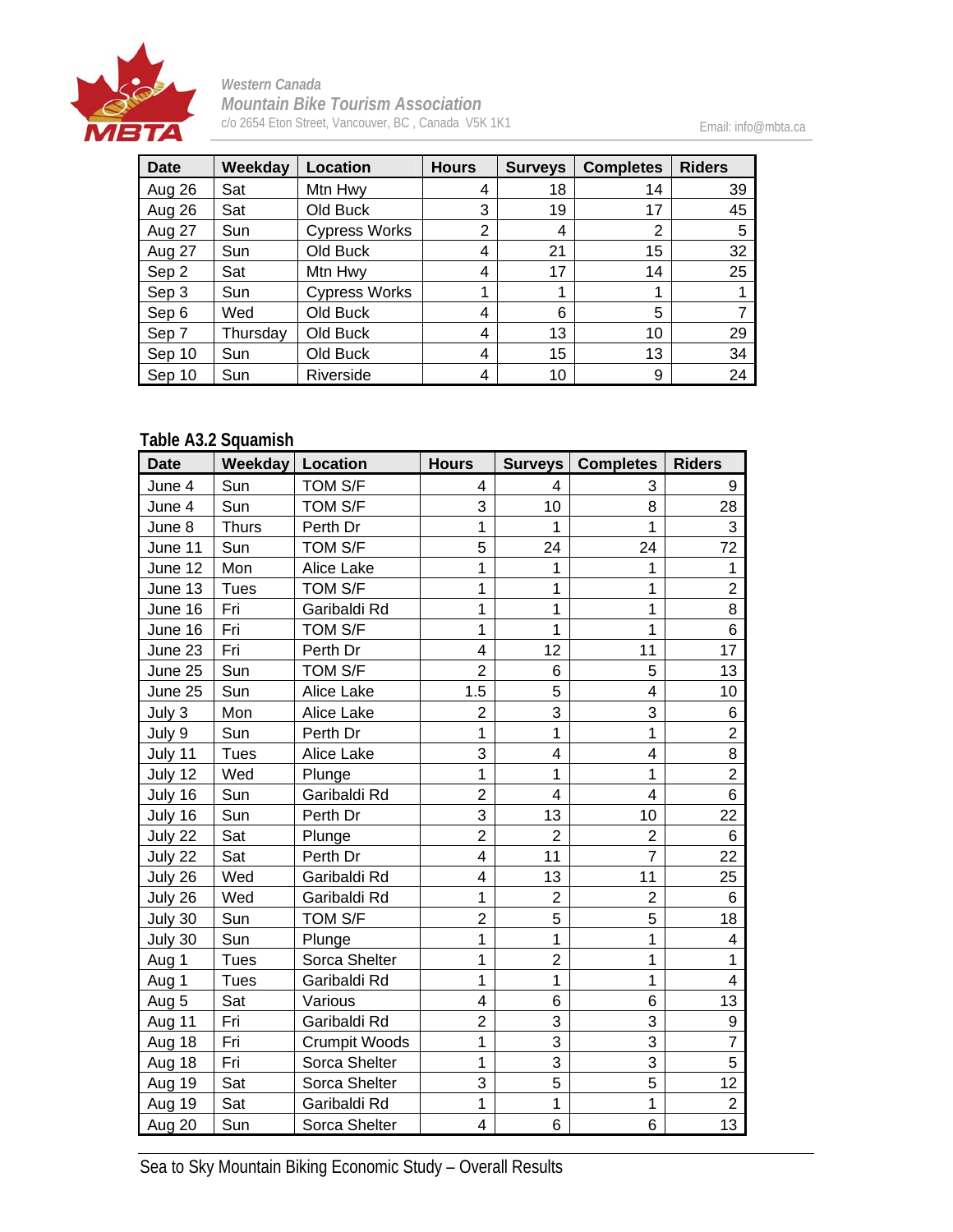| Date | Weekday | Location | Hours | Surveys | Completes | Riders |
|---|---|---|---|---|---|---|
| Aug 26 | Sat | Mtn Hwy | 4 | 18 | 14 | 39 |
| Aug 26 | Sat | Old Buck | 3 | 19 | 17 | 45 |
| Aug 27 | Sun | Cypress Works | 2 | 4 | 2 | 5 |
| Aug 27 | Sun | Old Buck | 4 | 21 | 15 | 32 |
| Sep 2 | Sat | Mtn Hwy | 4 | 17 | 14 | 25 |
| Sep 3 | Sun | Cypress Works | 1 | 1 | 1 | 1 |
| Sep 6 | Wed | Old Buck | 4 | 6 | 5 | 7 |
| Sep 7 | Thursday | Old Buck | 4 | 13 | 10 | 29 |
| Sep 10 | Sun | Old Buck | 4 | 15 | 13 | 34 |
| Sep 10 | Sun | Riverside | 4 | 10 | 9 | 24 |

**Table A3.2 Squamish**

| Date | Weekday | Location | Hours | Surveys | Completes | Riders |
|---|---|---|---|---|---|---|
| June 4 | Sun | TOM S/F | 4 | 4 | 3 | 9 |
| June 4 | Sun | TOM S/F | 3 | 10 | 8 | 28 |
| June 8 | Thurs | Perth Dr | 1 | 1 | 1 | 3 |
| June 11 | Sun | TOM S/F | 5 | 24 | 24 | 72 |
| June 12 | Mon | Alice Lake | 1 | 1 | 1 | 1 |
| June 13 | Tues | TOM S/F | 1 | 1 | 1 | 2 |
| June 16 | Fri | Garibaldi Rd | 1 | 1 | 1 | 8 |
| June 16 | Fri | TOM S/F | 1 | 1 | 1 | 6 |
| June 23 | Fri | Perth Dr | 4 | 12 | 11 | 17 |
| June 25 | Sun | TOM S/F | 2 | 6 | 5 | 13 |
| June 25 | Sun | Alice Lake | 1.5 | 5 | 4 | 10 |
| July 3 | Mon | Alice Lake | 2 | 3 | 3 | 6 |
| July 9 | Sun | Perth Dr | 1 | 1 | 1 | 2 |
| July 11 | Tues | Alice Lake | 3 | 4 | 4 | 8 |
| July 12 | Wed | Plunge | 1 | 1 | 1 | 2 |
| July 16 | Sun | Garibaldi Rd | 2 | 4 | 4 | 6 |
| July 16 | Sun | Perth Dr | 3 | 13 | 10 | 22 |
| July 22 | Sat | Plunge | 2 | 2 | 2 | 6 |
| July 22 | Sat | Perth Dr | 4 | 11 | 7 | 22 |
| July 26 | Wed | Garibaldi Rd | 4 | 13 | 11 | 25 |
| July 26 | Wed | Garibaldi Rd | 1 | 2 | 2 | 6 |
| July 30 | Sun | TOM S/F | 2 | 5 | 5 | 18 |
| July 30 | Sun | Plunge | 1 | 1 | 1 | 4 |
| Aug 1 | Tues | Sorca Shelter | 1 | 2 | 1 | 1 |
| Aug 1 | Tues | Garibaldi Rd | 1 | 1 | 1 | 4 |
| Aug 5 | Sat | Various | 4 | 6 | 6 | 13 |
| Aug 11 | Fri | Garibaldi Rd | 2 | 3 | 3 | 9 |
| Aug 18 | Fri | Crumpit Woods | 1 | 3 | 3 | 7 |
| Aug 18 | Fri | Sorca Shelter | 1 | 3 | 3 | 5 |
| Aug 19 | Sat | Sorca Shelter | 3 | 5 | 5 | 12 |
| Aug 19 | Sat | Garibaldi Rd | 1 | 1 | 1 | 2 |
| Aug 20 | Sun | Sorca Shelter | 4 | 6 | 6 | 13 |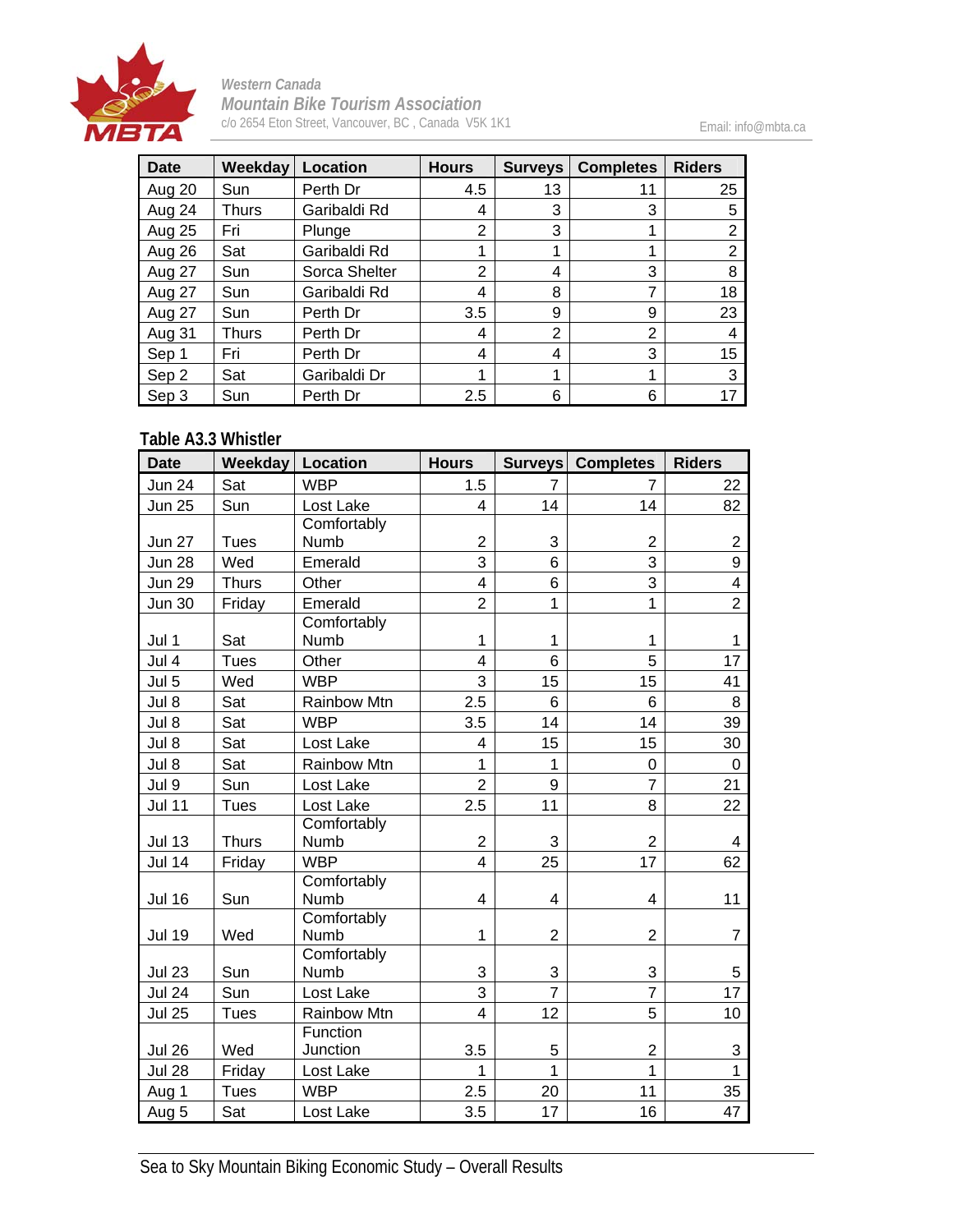| Date | Weekday | Location | Hours | Surveys | Completes | Riders |
|---|---|---|---|---|---|---|
| Aug 20 | Sun | Perth Dr | 4.5 | 13 | 11 | 25 |
| Aug 24 | Thurs | Garibaldi Rd | 4 | 3 | 3 | 5 |
| Aug 25 | Fri | Plunge | 2 | 3 | 1 | 2 |
| Aug 26 | Sat | Garibaldi Rd | 1 | 1 | 1 | 2 |
| Aug 27 | Sun | Sorca Shelter | 2 | 4 | 3 | 8 |
| Aug 27 | Sun | Garibaldi Rd | 4 | 8 | 7 | 18 |
| Aug 27 | Sun | Perth Dr | 3.5 | 9 | 9 | 23 |
| Aug 31 | Thurs | Perth Dr | 4 | 2 | 2 | 4 |
| Sep 1 | Fri | Perth Dr | 4 | 4 | 3 | 15 |
| Sep 2 | Sat | Garibaldi Dr | 1 | 1 | 1 | 3 |
| Sep 3 | Sun | Perth Dr | 2.5 | 6 | 6 | 17 |

### Table A3.3 Whistler

| Date | Weekday | Location | Hours | Surveys | Completes | Riders |
|---|---|---|---|---|---|---|
| Jun 24 | Sat | WBP | 1.5 | 7 | 7 | 22 |
| Jun 25 | Sun | Lost Lake | 4 | 14 | 14 | 82 |
| Jun 27 | Tues | Comfortably Numb | 2 | 3 | 2 | 2 |
| Jun 28 | Wed | Emerald | 3 | 6 | 3 | 9 |
| Jun 29 | Thurs | Other | 4 | 6 | 3 | 4 |
| Jun 30 | Friday | Emerald | 2 | 1 | 1 | 2 |
| Jul 1 | Sat | Comfortably Numb | 1 | 1 | 1 | 1 |
| Jul 4 | Tues | Other | 4 | 6 | 5 | 17 |
| Jul 5 | Wed | WBP | 3 | 15 | 15 | 41 |
| Jul 8 | Sat | Rainbow Mtn | 2.5 | 6 | 6 | 8 |
| Jul 8 | Sat | WBP | 3.5 | 14 | 14 | 39 |
| Jul 8 | Sat | Lost Lake | 4 | 15 | 15 | 30 |
| Jul 8 | Sat | Rainbow Mtn | 1 | 1 | 0 | 0 |
| Jul 9 | Sun | Lost Lake | 2 | 9 | 7 | 21 |
| Jul 11 | Tues | Lost Lake | 2.5 | 11 | 8 | 22 |
| Jul 13 | Thurs | Comfortably Numb | 2 | 3 | 2 | 4 |
| Jul 14 | Friday | WBP | 4 | 25 | 17 | 62 |
| Jul 16 | Sun | Comfortably Numb | 4 | 4 | 4 | 11 |
| Jul 19 | Wed | Comfortably Numb | 1 | 2 | 2 | 7 |
| Jul 23 | Sun | Comfortably Numb | 3 | 3 | 3 | 5 |
| Jul 24 | Sun | Lost Lake | 3 | 7 | 7 | 17 |
| Jul 25 | Tues | Rainbow Mtn | 4 | 12 | 5 | 10 |
| Jul 26 | Wed | Function Junction | 3.5 | 5 | 2 | 3 |
| Jul 28 | Friday | Lost Lake | 1 | 1 | 1 | 1 |
| Aug 1 | Tues | WBP | 2.5 | 20 | 11 | 35 |
| Aug 5 | Sat | Lost Lake | 3.5 | 17 | 16 | 47 |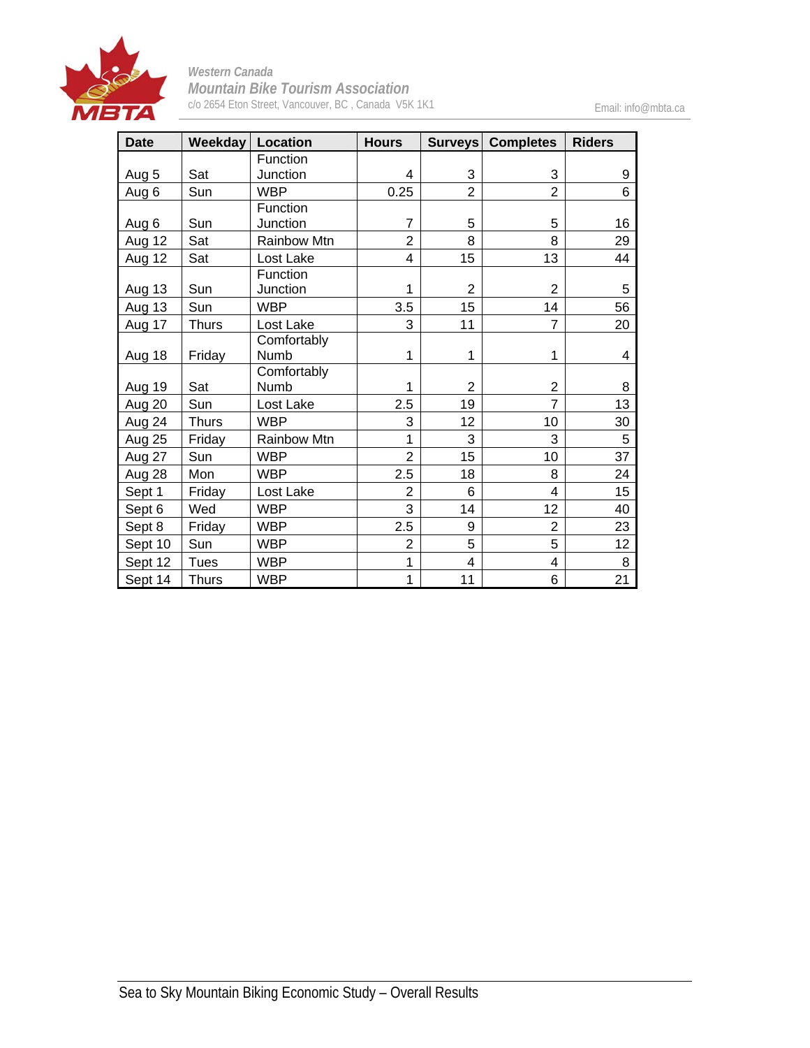| Date | Weekday | Location | Hours | Surveys | Completes | Riders |
|---|---|---|---|---|---|---|
| Aug 5 | Sat | Function Junction | 4 | 3 | 3 | 9 |
| Aug 6 | Sun | WBP | 0.25 | 2 | 2 | 6 |
| Aug 6 | Sun | Function Junction | 7 | 5 | 5 | 16 |
| Aug 12 | Sat | Rainbow Mtn | 2 | 8 | 8 | 29 |
| Aug 12 | Sat | Lost Lake | 4 | 15 | 13 | 44 |
| Aug 13 | Sun | Function Junction | 1 | 2 | 2 | 5 |
| Aug 13 | Sun | WBP | 3.5 | 15 | 14 | 56 |
| Aug 17 | Thurs | Lost Lake | 3 | 11 | 7 | 20 |
| Aug 18 | Friday | Comfortably Numb | 1 | 1 | 1 | 4 |
| Aug 19 | Sat | Comfortably Numb | 1 | 2 | 2 | 8 |
| Aug 20 | Sun | Lost Lake | 2.5 | 19 | 7 | 13 |
| Aug 24 | Thurs | WBP | 3 | 12 | 10 | 30 |
| Aug 25 | Friday | Rainbow Mtn | 1 | 3 | 3 | 5 |
| Aug 27 | Sun | WBP | 2 | 15 | 10 | 37 |
| Aug 28 | Mon | WBP | 2.5 | 18 | 8 | 24 |
| Sept 1 | Friday | Lost Lake | 2 | 6 | 4 | 15 |
| Sept 6 | Wed | WBP | 3 | 14 | 12 | 40 |
| Sept 8 | Friday | WBP | 2.5 | 9 | 2 | 23 |
| Sept 10 | Sun | WBP | 2 | 5 | 5 | 12 |
| Sept 12 | Tues | WBP | 1 | 4 | 4 | 8 |
| Sept 14 | Thurs | WBP | 1 | 11 | 6 | 21 |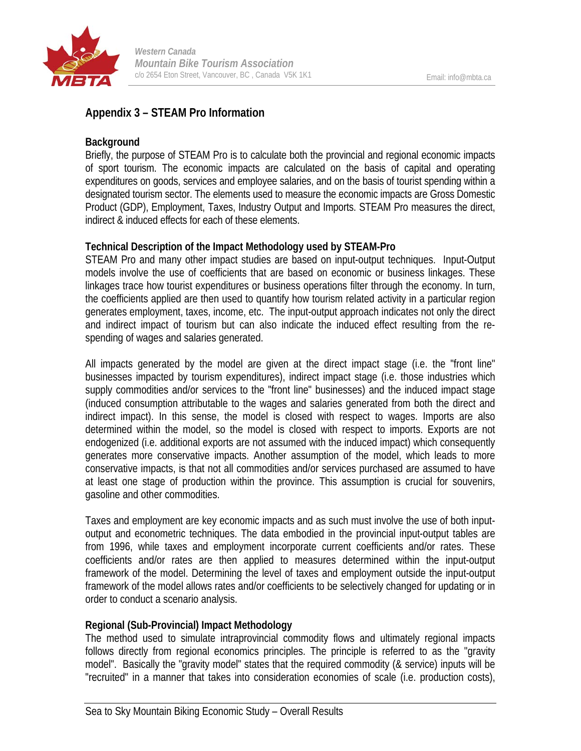## Appendix 3 – STEAM Pro Information

### Background

Briefly, the purpose of STEAM Pro is to calculate both the provincial and regional economic impacts of sport tourism. The economic impacts are calculated on the basis of capital and operating expenditures on goods, services and employee salaries, and on the basis of tourist spending within a designated tourism sector. The elements used to measure the economic impacts are Gross Domestic Product (GDP), Employment, Taxes, Industry Output and Imports. STEAM Pro measures the direct, indirect & induced effects for each of these elements.

### Technical Description of the Impact Methodology used by STEAM-Pro

STEAM Pro and many other impact studies are based on input-output techniques. Input-Output models involve the use of coefficients that are based on economic or business linkages. These linkages trace how tourist expenditures or business operations filter through the economy. In turn, the coefficients applied are then used to quantify how tourism related activity in a particular region generates employment, taxes, income, etc. The input-output approach indicates not only the direct and indirect impact of tourism but can also indicate the induced effect resulting from the re-spending of wages and salaries generated.

All impacts generated by the model are given at the direct impact stage (i.e. the "front line" businesses impacted by tourism expenditures), indirect impact stage (i.e. those industries which supply commodities and/or services to the "front line" businesses) and the induced impact stage (induced consumption attributable to the wages and salaries generated from both the direct and indirect impact). In this sense, the model is closed with respect to wages. Imports are also determined within the model, so the model is closed with respect to imports. Exports are not endogenized (i.e. additional exports are not assumed with the induced impact) which consequently generates more conservative impacts. Another assumption of the model, which leads to more conservative impacts, is that not all commodities and/or services purchased are assumed to have at least one stage of production within the province. This assumption is crucial for souvenirs, gasoline and other commodities.

Taxes and employment are key economic impacts and as such must involve the use of both input-output and econometric techniques. The data embodied in the provincial input-output tables are from 1996, while taxes and employment incorporate current coefficients and/or rates. These coefficients and/or rates are then applied to measures determined within the input-output framework of the model. Determining the level of taxes and employment outside the input-output framework of the model allows rates and/or coefficients to be selectively changed for updating or in order to conduct a scenario analysis.

### Regional (Sub-Provincial) Impact Methodology

The method used to simulate intraprovincial commodity flows and ultimately regional impacts follows directly from regional economics principles. The principle is referred to as the "gravity model". Basically the "gravity model" states that the required commodity (& service) inputs will be "recruited" in a manner that takes into consideration economies of scale (i.e. production costs),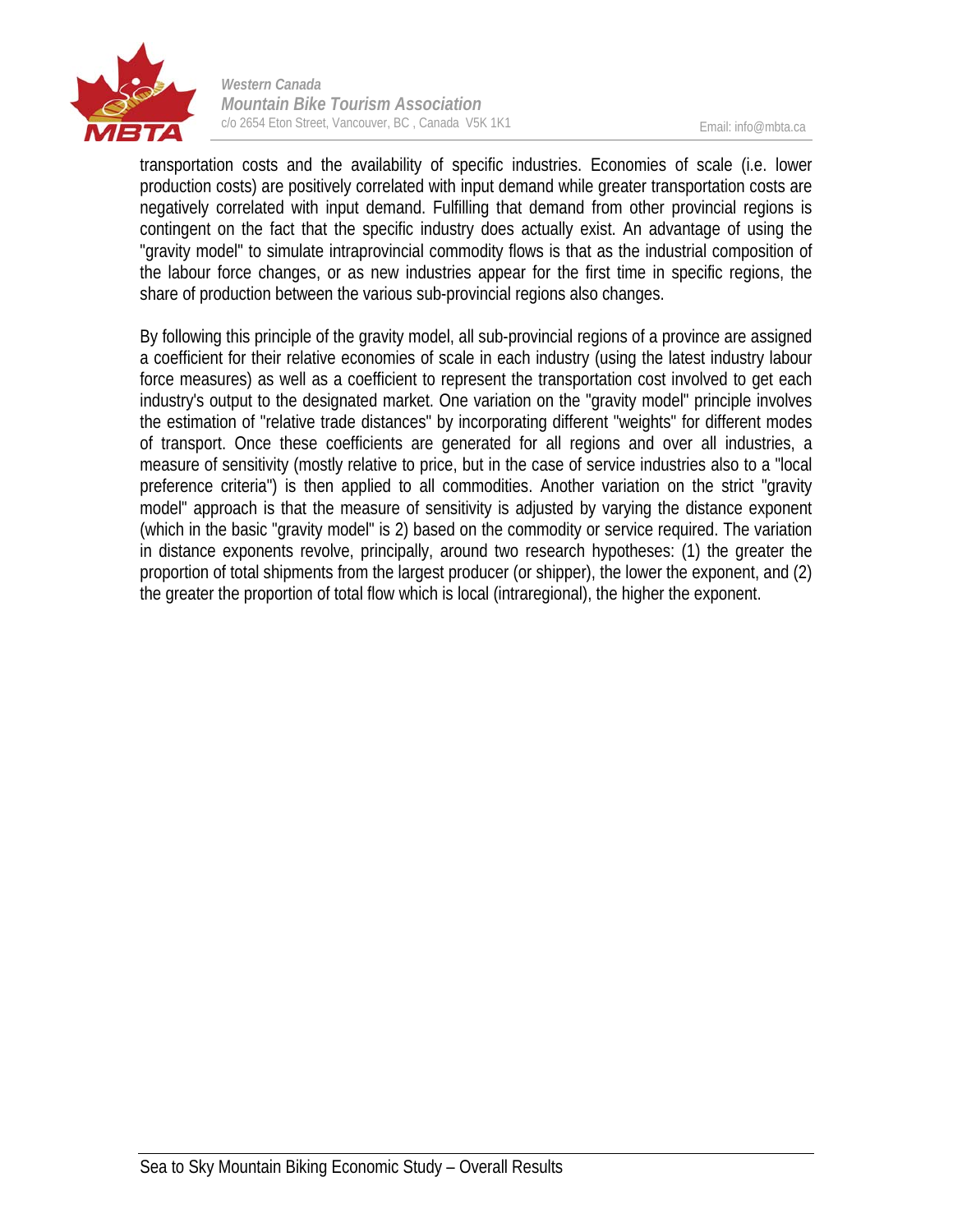transportation costs and the availability of specific industries. Economies of scale (i.e. lower production costs) are positively correlated with input demand while greater transportation costs are negatively correlated with input demand. Fulfilling that demand from other provincial regions is contingent on the fact that the specific industry does actually exist. An advantage of using the "gravity model" to simulate intraprovincial commodity flows is that as the industrial composition of the labour force changes, or as new industries appear for the first time in specific regions, the share of production between the various sub-provincial regions also changes.

By following this principle of the gravity model, all sub-provincial regions of a province are assigned a coefficient for their relative economies of scale in each industry (using the latest industry labour force measures) as well as a coefficient to represent the transportation cost involved to get each industry's output to the designated market. One variation on the "gravity model" principle involves the estimation of "relative trade distances" by incorporating different "weights" for different modes of transport. Once these coefficients are generated for all regions and over all industries, a measure of sensitivity (mostly relative to price, but in the case of service industries also to a "local preference criteria") is then applied to all commodities. Another variation on the strict "gravity model" approach is that the measure of sensitivity is adjusted by varying the distance exponent (which in the basic "gravity model" is 2) based on the commodity or service required. The variation in distance exponents revolve, principally, around two research hypotheses: (1) the greater the proportion of total shipments from the largest producer (or shipper), the lower the exponent, and (2) the greater the proportion of total flow which is local (intraregional), the higher the exponent.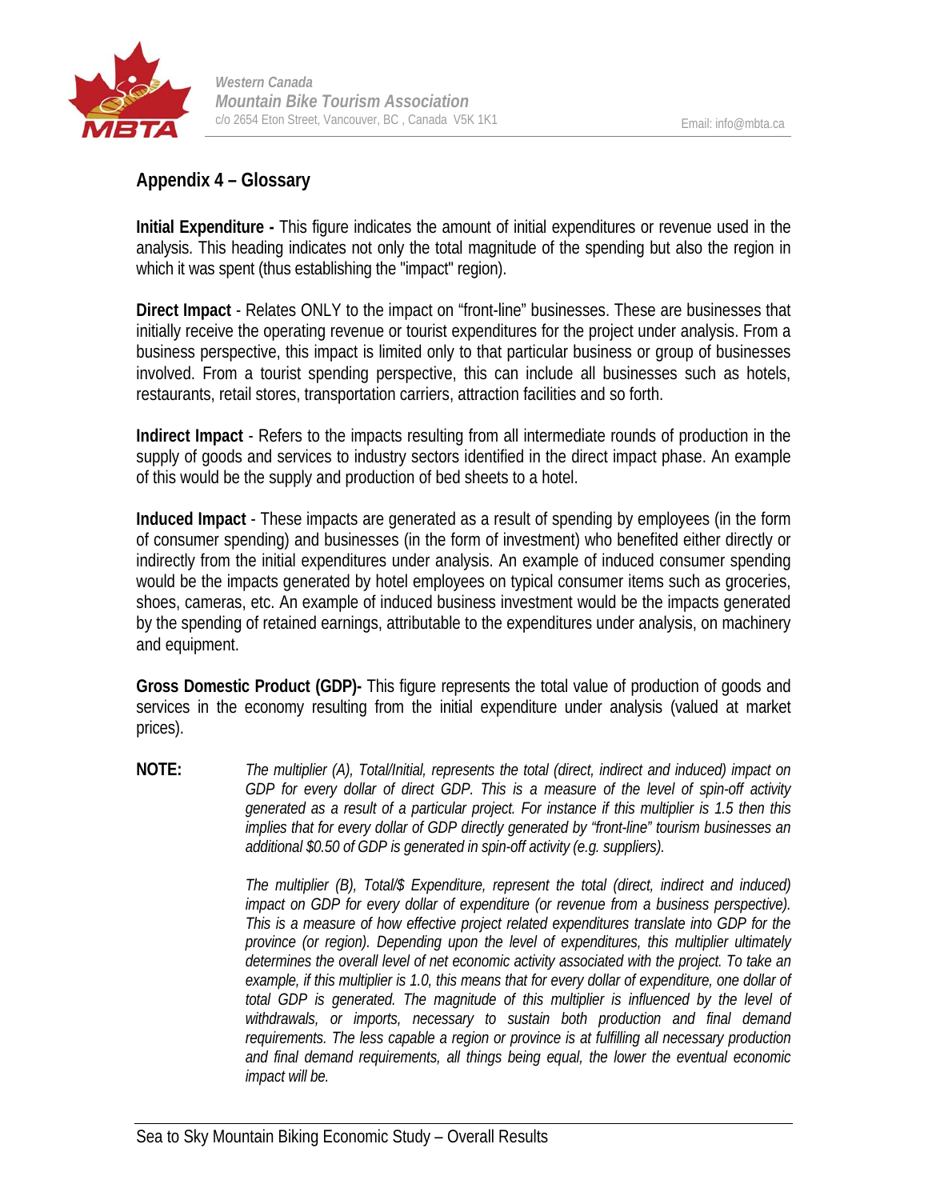## Appendix 4 – Glossary

**Initial Expenditure -** This figure indicates the amount of initial expenditures or revenue used in the analysis. This heading indicates not only the total magnitude of the spending but also the region in which it was spent (thus establishing the "impact" region).

**Direct Impact** - Relates ONLY to the impact on "front-line" businesses. These are businesses that initially receive the operating revenue or tourist expenditures for the project under analysis. From a business perspective, this impact is limited only to that particular business or group of businesses involved. From a tourist spending perspective, this can include all businesses such as hotels, restaurants, retail stores, transportation carriers, attraction facilities and so forth.

**Indirect Impact** - Refers to the impacts resulting from all intermediate rounds of production in the supply of goods and services to industry sectors identified in the direct impact phase. An example of this would be the supply and production of bed sheets to a hotel.

**Induced Impact** - These impacts are generated as a result of spending by employees (in the form of consumer spending) and businesses (in the form of investment) who benefited either directly or indirectly from the initial expenditures under analysis. An example of induced consumer spending would be the impacts generated by hotel employees on typical consumer items such as groceries, shoes, cameras, etc. An example of induced business investment would be the impacts generated by the spending of retained earnings, attributable to the expenditures under analysis, on machinery and equipment.

**Gross Domestic Product (GDP)-** This figure represents the total value of production of goods and services in the economy resulting from the initial expenditure under analysis (valued at market prices).

**NOTE:** *The multiplier (A), Total/Initial, represents the total (direct, indirect and induced) impact on GDP for every dollar of direct GDP. This is a measure of the level of spin-off activity generated as a result of a particular project. For instance if this multiplier is 1.5 then this implies that for every dollar of GDP directly generated by "front-line" tourism businesses an additional $0.50 of GDP is generated in spin-off activity (e.g. suppliers).*

*The multiplier (B), Total/$ Expenditure, represent the total (direct, indirect and induced) impact on GDP for every dollar of expenditure (or revenue from a business perspective). This is a measure of how effective project related expenditures translate into GDP for the province (or region). Depending upon the level of expenditures, this multiplier ultimately determines the overall level of net economic activity associated with the project. To take an example, if this multiplier is 1.0, this means that for every dollar of expenditure, one dollar of total GDP is generated. The magnitude of this multiplier is influenced by the level of withdrawals, or imports, necessary to sustain both production and final demand requirements. The less capable a region or province is at fulfilling all necessary production and final demand requirements, all things being equal, the lower the eventual economic impact will be.*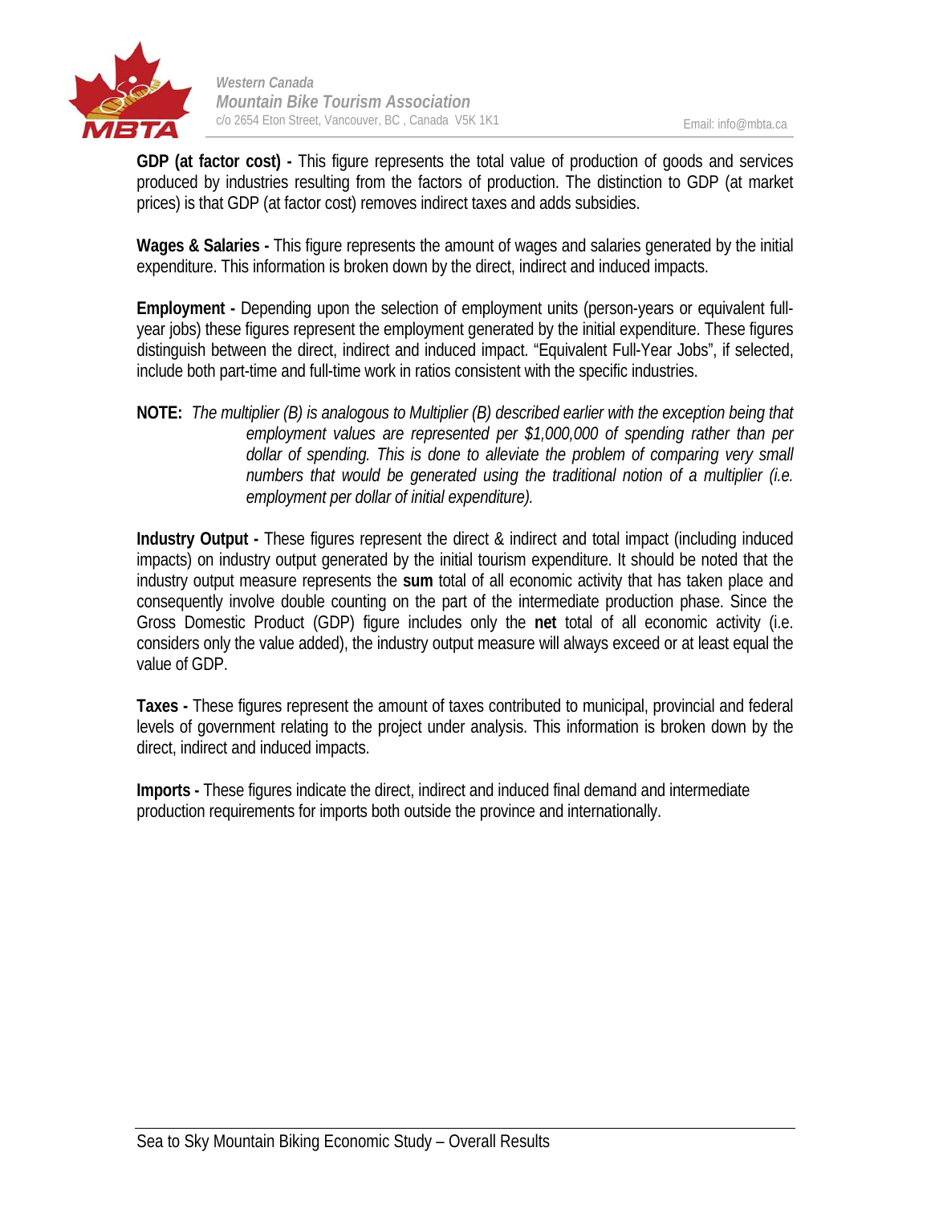**GDP (at factor cost) -** This figure represents the total value of production of goods and services produced by industries resulting from the factors of production. The distinction to GDP (at market prices) is that GDP (at factor cost) removes indirect taxes and adds subsidies.

**Wages & Salaries -** This figure represents the amount of wages and salaries generated by the initial expenditure. This information is broken down by the direct, indirect and induced impacts.

**Employment -** Depending upon the selection of employment units (person-years or equivalent full-year jobs) these figures represent the employment generated by the initial expenditure. These figures distinguish between the direct, indirect and induced impact. "Equivalent Full-Year Jobs", if selected, include both part-time and full-time work in ratios consistent with the specific industries.

**NOTE:** *The multiplier (B) is analogous to Multiplier (B) described earlier with the exception being that employment values are represented per $1,000,000 of spending rather than per dollar of spending. This is done to alleviate the problem of comparing very small numbers that would be generated using the traditional notion of a multiplier (i.e. employment per dollar of initial expenditure).*

**Industry Output -** These figures represent the direct & indirect and total impact (including induced impacts) on industry output generated by the initial tourism expenditure. It should be noted that the industry output measure represents the **sum** total of all economic activity that has taken place and consequently involve double counting on the part of the intermediate production phase. Since the Gross Domestic Product (GDP) figure includes only the **net** total of all economic activity (i.e. considers only the value added), the industry output measure will always exceed or at least equal the value of GDP.

**Taxes -** These figures represent the amount of taxes contributed to municipal, provincial and federal levels of government relating to the project under analysis. This information is broken down by the direct, indirect and induced impacts.

**Imports -** These figures indicate the direct, indirect and induced final demand and intermediate production requirements for imports both outside the province and internationally.